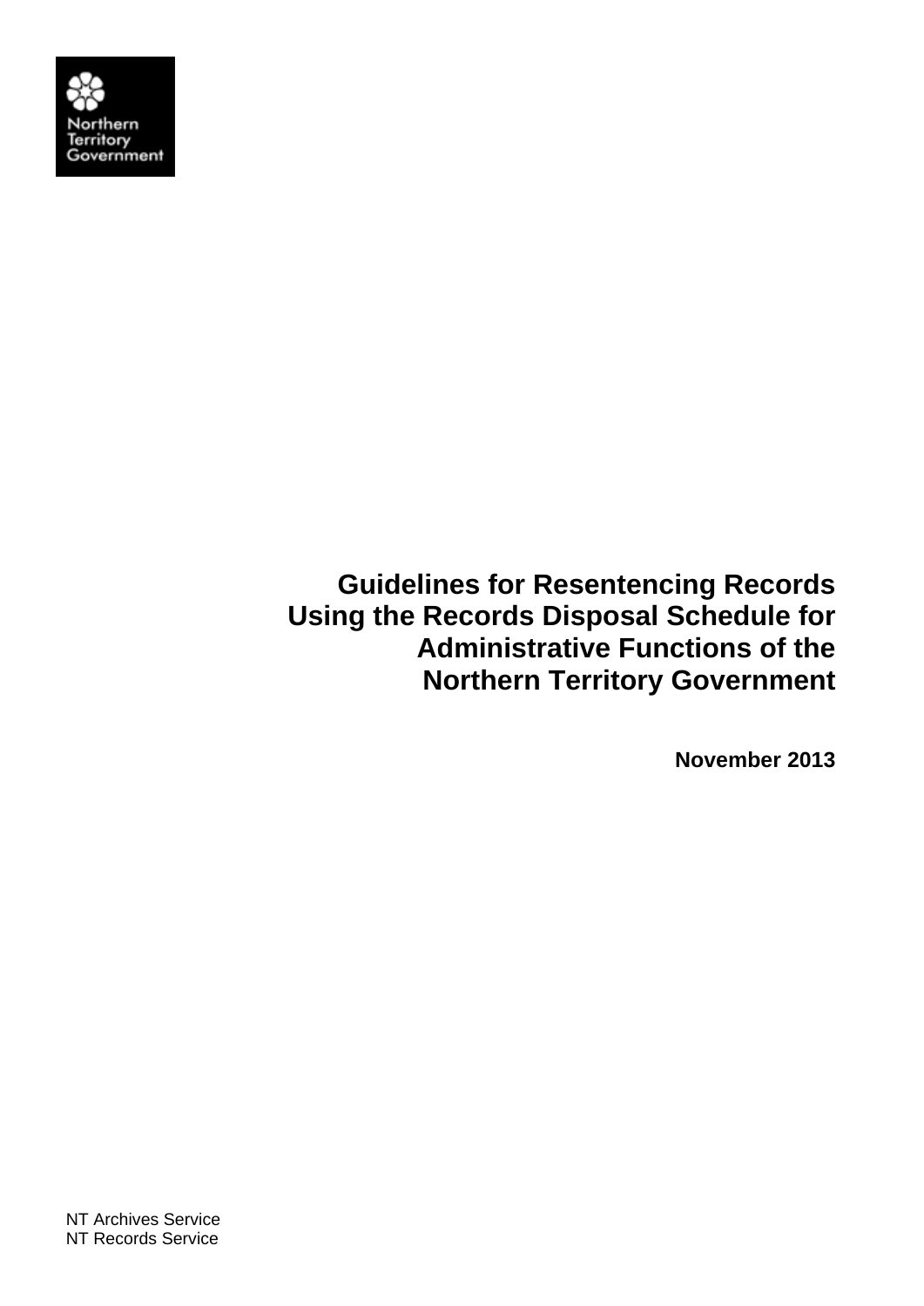Northern Territory Government

# Guidelines for Resentencing Records Using the Records Disposal Schedule for Administrative Functions of the Northern Territory Government

**November 2013**

NT Archives Service
NT Records Service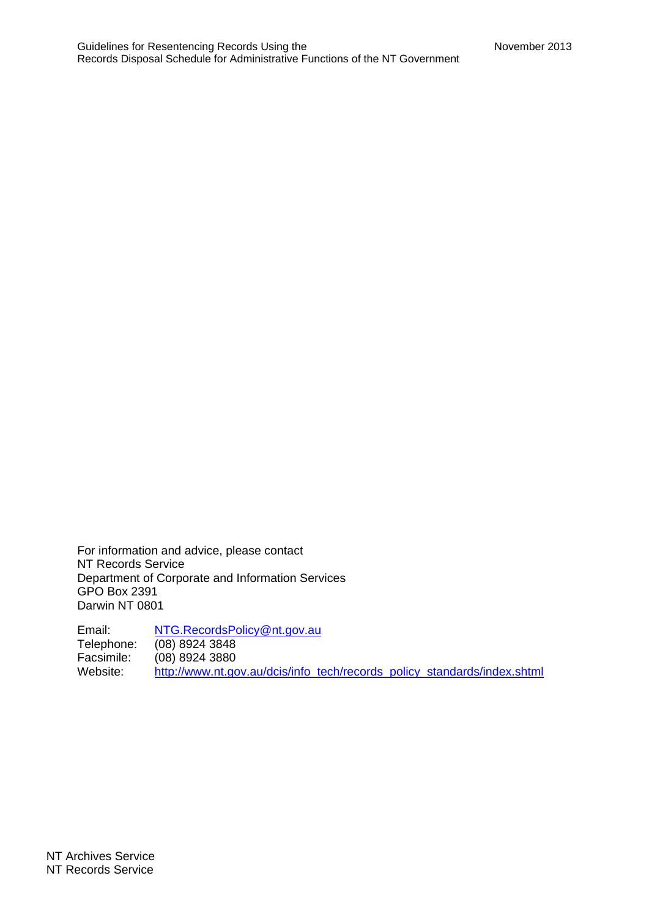For information and advice, please contact
NT Records Service
Department of Corporate and Information Services
GPO Box 2391
Darwin NT 0801

Email: NTG.RecordsPolicy@nt.gov.au
Telephone: (08) 8924 3848
Facsimile: (08) 8924 3880
Website: http://www.nt.gov.au/dcis/info_tech/records_policy_standards/index.shtml

NT Archives Service
NT Records Service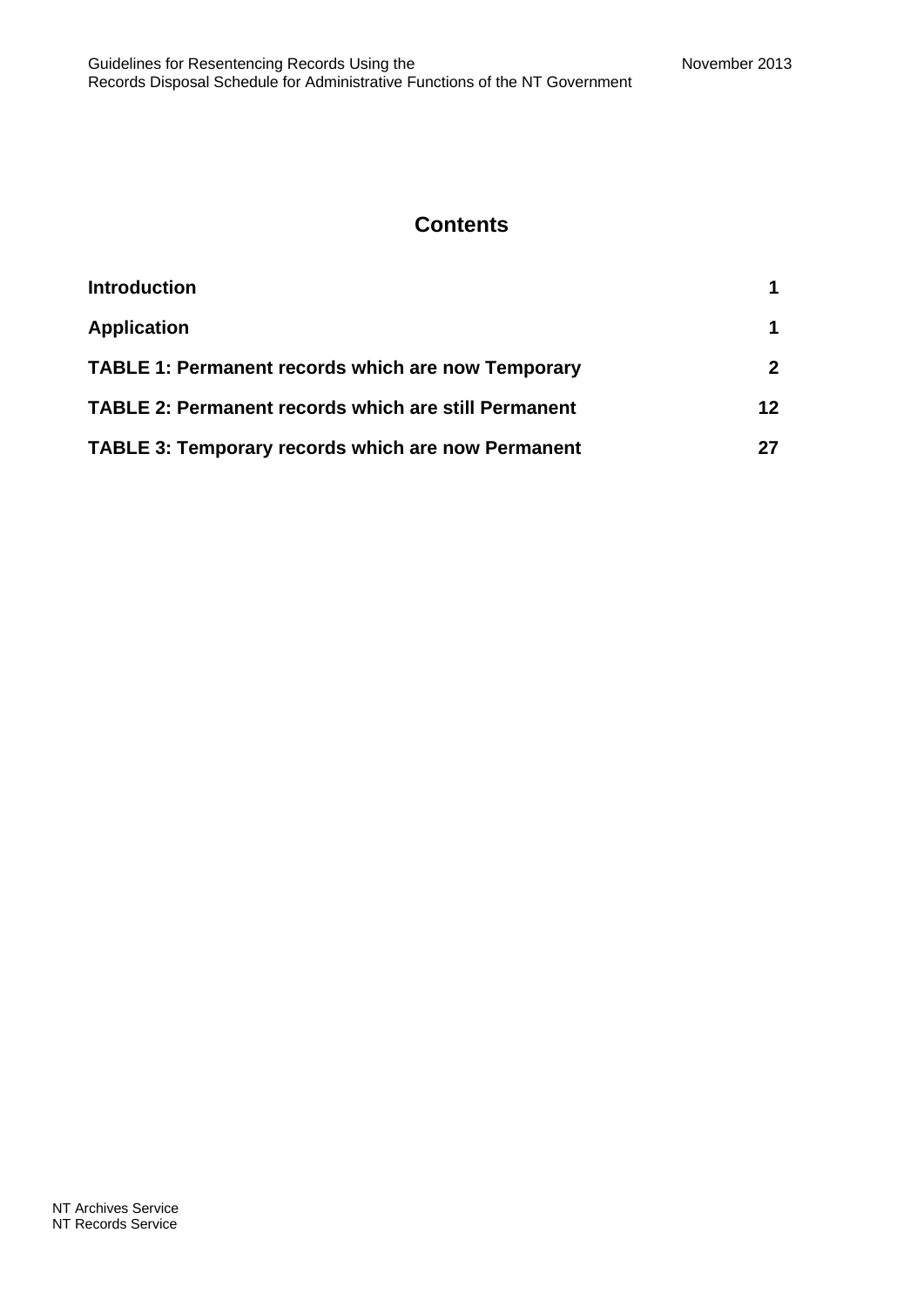# Contents

| | |
|---|---|
| **Introduction** | **1** |
| **Application** | **1** |
| **TABLE 1: Permanent records which are now Temporary** | **2** |
| **TABLE 2: Permanent records which are still Permanent** | **12** |
| **TABLE 3: Temporary records which are now Permanent** | **27** |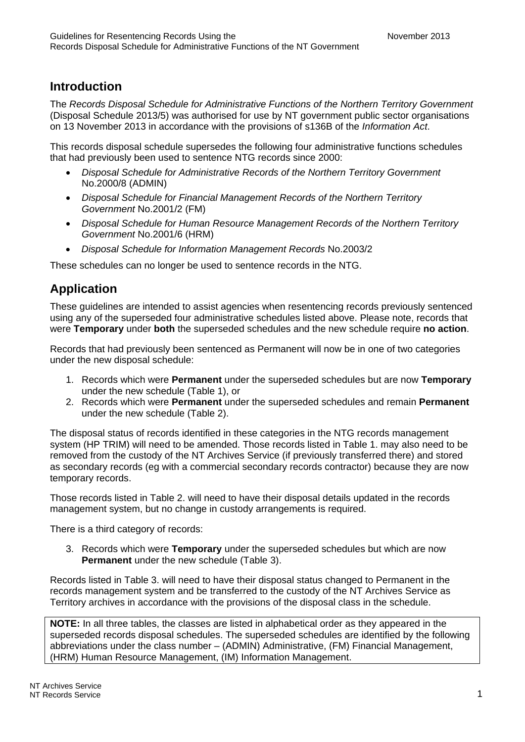## Introduction

The *Records Disposal Schedule for Administrative Functions of the Northern Territory Government* (Disposal Schedule 2013/5) was authorised for use by NT government public sector organisations on 13 November 2013 in accordance with the provisions of s136B of the *Information Act*.

This records disposal schedule supersedes the following four administrative functions schedules that had previously been used to sentence NTG records since 2000:

- *Disposal Schedule for Administrative Records of the Northern Territory Government* No.2000/8 (ADMIN)
- *Disposal Schedule for Financial Management Records of the Northern Territory Government* No.2001/2 (FM)
- *Disposal Schedule for Human Resource Management Records of the Northern Territory Government* No.2001/6 (HRM)
- *Disposal Schedule for Information Management Records* No.2003/2

These schedules can no longer be used to sentence records in the NTG.

## Application

These guidelines are intended to assist agencies when resentencing records previously sentenced using any of the superseded four administrative schedules listed above. Please note, records that were **Temporary** under **both** the superseded schedules and the new schedule require **no action**.

Records that had previously been sentenced as Permanent will now be in one of two categories under the new disposal schedule:

1. Records which were **Permanent** under the superseded schedules but are now **Temporary** under the new schedule (Table 1), or
2. Records which were **Permanent** under the superseded schedules and remain **Permanent** under the new schedule (Table 2).

The disposal status of records identified in these categories in the NTG records management system (HP TRIM) will need to be amended. Those records listed in Table 1. may also need to be removed from the custody of the NT Archives Service (if previously transferred there) and stored as secondary records (eg with a commercial secondary records contractor) because they are now temporary records.

Those records listed in Table 2. will need to have their disposal details updated in the records management system, but no change in custody arrangements is required.

There is a third category of records:

3. Records which were **Temporary** under the superseded schedules but which are now **Permanent** under the new schedule (Table 3).

Records listed in Table 3. will need to have their disposal status changed to Permanent in the records management system and be transferred to the custody of the NT Archives Service as Territory archives in accordance with the provisions of the disposal class in the schedule.

**NOTE:** In all three tables, the classes are listed in alphabetical order as they appeared in the superseded records disposal schedules. The superseded schedules are identified by the following abbreviations under the class number – (ADMIN) Administrative, (FM) Financial Management, (HRM) Human Resource Management, (IM) Information Management.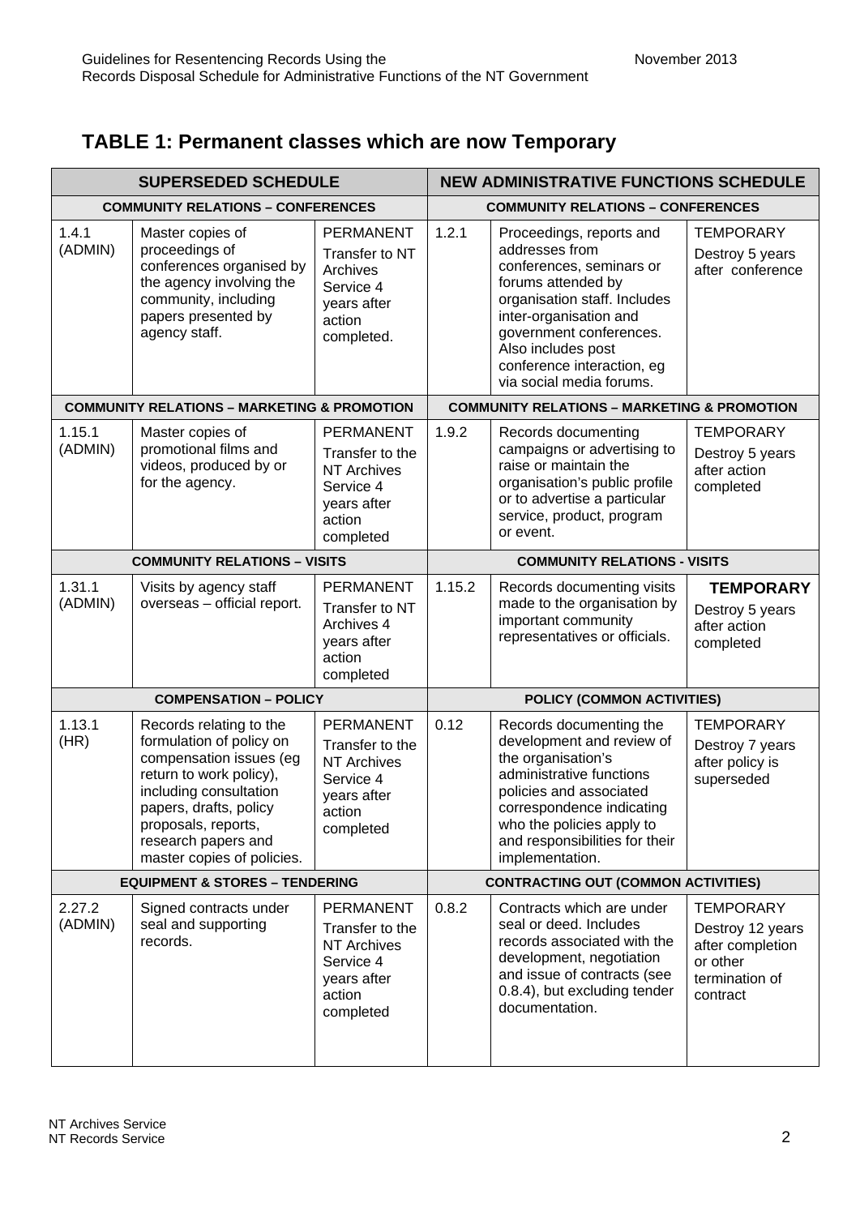## TABLE 1: Permanent classes which are now Temporary

| SUPERSEDED SCHEDULE | | | NEW ADMINISTRATIVE FUNCTIONS SCHEDULE | | |
|---|---|---|---|---|---|
| **COMMUNITY RELATIONS – CONFERENCES** | | | **COMMUNITY RELATIONS – CONFERENCES** | | |
| 1.4.1 (ADMIN) | Master copies of proceedings of conferences organised by the agency involving the community, including papers presented by agency staff. | PERMANENT Transfer to NT Archives Service 4 years after action completed. | 1.2.1 | Proceedings, reports and addresses from conferences, seminars or forums attended by organisation staff. Includes inter-organisation and government conferences. Also includes post conference interaction, eg via social media forums. | TEMPORARY Destroy 5 years after conference |
| **COMMUNITY RELATIONS – MARKETING & PROMOTION** | | | **COMMUNITY RELATIONS – MARKETING & PROMOTION** | | |
| 1.15.1 (ADMIN) | Master copies of promotional films and videos, produced by or for the agency. | PERMANENT Transfer to the NT Archives Service 4 years after action completed | 1.9.2 | Records documenting campaigns or advertising to raise or maintain the organisation's public profile or to advertise a particular service, product, program or event. | TEMPORARY Destroy 5 years after action completed |
| **COMMUNITY RELATIONS – VISITS** | | | **COMMUNITY RELATIONS - VISITS** | | |
| 1.31.1 (ADMIN) | Visits by agency staff overseas – official report. | PERMANENT Transfer to NT Archives 4 years after action completed | 1.15.2 | Records documenting visits made to the organisation by important community representatives or officials. | **TEMPORARY** Destroy 5 years after action completed |
| **COMPENSATION – POLICY** | | | **POLICY (COMMON ACTIVITIES)** | | |
| 1.13.1 (HR) | Records relating to the formulation of policy on compensation issues (eg return to work policy), including consultation papers, drafts, policy proposals, reports, research papers and master copies of policies. | PERMANENT Transfer to the NT Archives Service 4 years after action completed | 0.12 | Records documenting the development and review of the organisation's administrative functions policies and associated correspondence indicating who the policies apply to and responsibilities for their implementation. | TEMPORARY Destroy 7 years after policy is superseded |
| **EQUIPMENT & STORES – TENDERING** | | | **CONTRACTING OUT (COMMON ACTIVITIES)** | | |
| 2.27.2 (ADMIN) | Signed contracts under seal and supporting records. | PERMANENT Transfer to the NT Archives Service 4 years after action completed | 0.8.2 | Contracts which are under seal or deed. Includes records associated with the development, negotiation and issue of contracts (see 0.8.4), but excluding tender documentation. | TEMPORARY Destroy 12 years after completion or other termination of contract |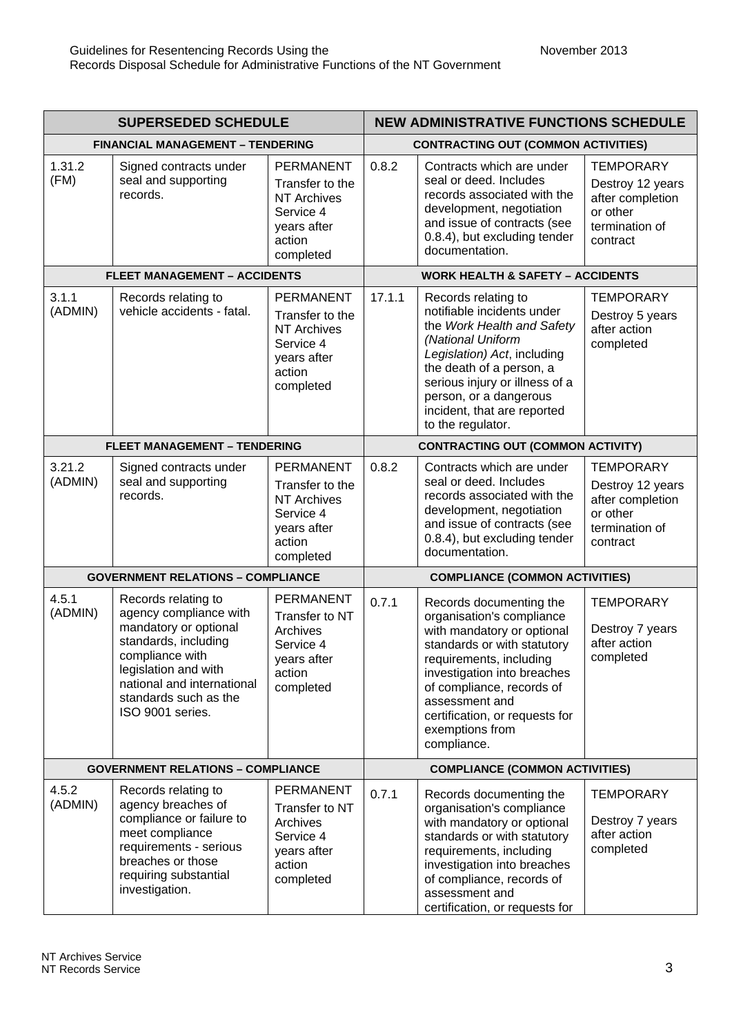| SUPERSEDED SCHEDULE | | | NEW ADMINISTRATIVE FUNCTIONS SCHEDULE | | |
|---|---|---|---|---|---|
| **FINANCIAL MANAGEMENT – TENDERING** | | | **CONTRACTING OUT (COMMON ACTIVITIES)** | | |
| 1.31.2 (FM) | Signed contracts under seal and supporting records. | PERMANENT Transfer to the NT Archives Service 4 years after action completed | 0.8.2 | Contracts which are under seal or deed. Includes records associated with the development, negotiation and issue of contracts (see 0.8.4), but excluding tender documentation. | TEMPORARY Destroy 12 years after completion or other termination of contract |
| **FLEET MANAGEMENT – ACCIDENTS** | | | **WORK HEALTH & SAFETY – ACCIDENTS** | | |
| 3.1.1 (ADMIN) | Records relating to vehicle accidents - fatal. | PERMANENT Transfer to the NT Archives Service 4 years after action completed | 17.1.1 | Records relating to notifiable incidents under the *Work Health and Safety (National Uniform Legislation) Act*, including the death of a person, a serious injury or illness of a person, or a dangerous incident, that are reported to the regulator. | TEMPORARY Destroy 5 years after action completed |
| **FLEET MANAGEMENT – TENDERING** | | | **CONTRACTING OUT (COMMON ACTIVITY)** | | |
| 3.21.2 (ADMIN) | Signed contracts under seal and supporting records. | PERMANENT Transfer to the NT Archives Service 4 years after action completed | 0.8.2 | Contracts which are under seal or deed. Includes records associated with the development, negotiation and issue of contracts (see 0.8.4), but excluding tender documentation. | TEMPORARY Destroy 12 years after completion or other termination of contract |
| **GOVERNMENT RELATIONS – COMPLIANCE** | | | **COMPLIANCE (COMMON ACTIVITIES)** | | |
| 4.5.1 (ADMIN) | Records relating to agency compliance with mandatory or optional standards, including compliance with legislation and with national and international standards such as the ISO 9001 series. | PERMANENT Transfer to NT Archives Service 4 years after action completed | 0.7.1 | Records documenting the organisation's compliance with mandatory or optional standards or with statutory requirements, including investigation into breaches of compliance, records of assessment and certification, or requests for exemptions from compliance. | TEMPORARY Destroy 7 years after action completed |
| **GOVERNMENT RELATIONS – COMPLIANCE** | | | **COMPLIANCE (COMMON ACTIVITIES)** | | |
| 4.5.2 (ADMIN) | Records relating to agency breaches of compliance or failure to meet compliance requirements - serious breaches or those requiring substantial investigation. | PERMANENT Transfer to NT Archives Service 4 years after action completed | 0.7.1 | Records documenting the organisation's compliance with mandatory or optional standards or with statutory requirements, including investigation into breaches of compliance, records of assessment and certification, or requests for | TEMPORARY Destroy 7 years after action completed |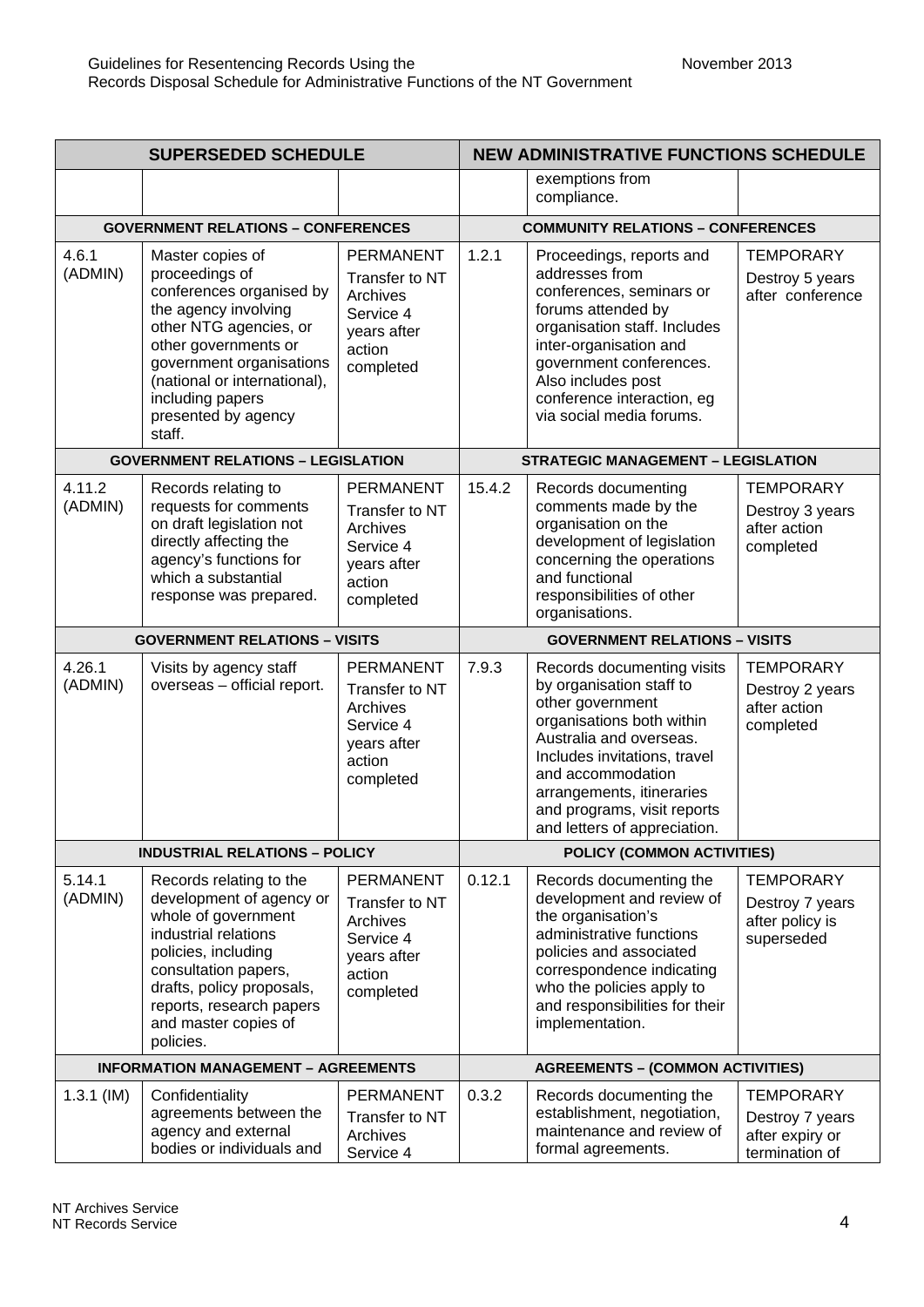| SUPERSEDED SCHEDULE | | | NEW ADMINISTRATIVE FUNCTIONS SCHEDULE | | |
|---|---|---|---|---|---|
| | | | | exemptions from compliance. | |
| **GOVERNMENT RELATIONS – CONFERENCES** | | | **COMMUNITY RELATIONS – CONFERENCES** | | |
| 4.6.1 (ADMIN) | Master copies of proceedings of conferences organised by the agency involving other NTG agencies, or other governments or government organisations (national or international), including papers presented by agency staff. | PERMANENT Transfer to NT Archives Service 4 years after action completed | 1.2.1 | Proceedings, reports and addresses from conferences, seminars or forums attended by organisation staff. Includes inter-organisation and government conferences. Also includes post conference interaction, eg via social media forums. | TEMPORARY Destroy 5 years after conference |
| **GOVERNMENT RELATIONS – LEGISLATION** | | | **STRATEGIC MANAGEMENT – LEGISLATION** | | |
| 4.11.2 (ADMIN) | Records relating to requests for comments on draft legislation not directly affecting the agency's functions for which a substantial response was prepared. | PERMANENT Transfer to NT Archives Service 4 years after action completed | 15.4.2 | Records documenting comments made by the organisation on the development of legislation concerning the operations and functional responsibilities of other organisations. | TEMPORARY Destroy 3 years after action completed |
| **GOVERNMENT RELATIONS – VISITS** | | | **GOVERNMENT RELATIONS – VISITS** | | |
| 4.26.1 (ADMIN) | Visits by agency staff overseas – official report. | PERMANENT Transfer to NT Archives Service 4 years after action completed | 7.9.3 | Records documenting visits by organisation staff to other government organisations both within Australia and overseas. Includes invitations, travel and accommodation arrangements, itineraries and programs, visit reports and letters of appreciation. | TEMPORARY Destroy 2 years after action completed |
| **INDUSTRIAL RELATIONS – POLICY** | | | **POLICY (COMMON ACTIVITIES)** | | |
| 5.14.1 (ADMIN) | Records relating to the development of agency or whole of government industrial relations policies, including consultation papers, drafts, policy proposals, reports, research papers and master copies of policies. | PERMANENT Transfer to NT Archives Service 4 years after action completed | 0.12.1 | Records documenting the development and review of the organisation's administrative functions policies and associated correspondence indicating who the policies apply to and responsibilities for their implementation. | TEMPORARY Destroy 7 years after policy is superseded |
| **INFORMATION MANAGEMENT – AGREEMENTS** | | | **AGREEMENTS – (COMMON ACTIVITIES)** | | |
| 1.3.1 (IM) | Confidentiality agreements between the agency and external bodies or individuals and | PERMANENT Transfer to NT Archives Service 4 | 0.3.2 | Records documenting the establishment, negotiation, maintenance and review of formal agreements. | TEMPORARY Destroy 7 years after expiry or termination of |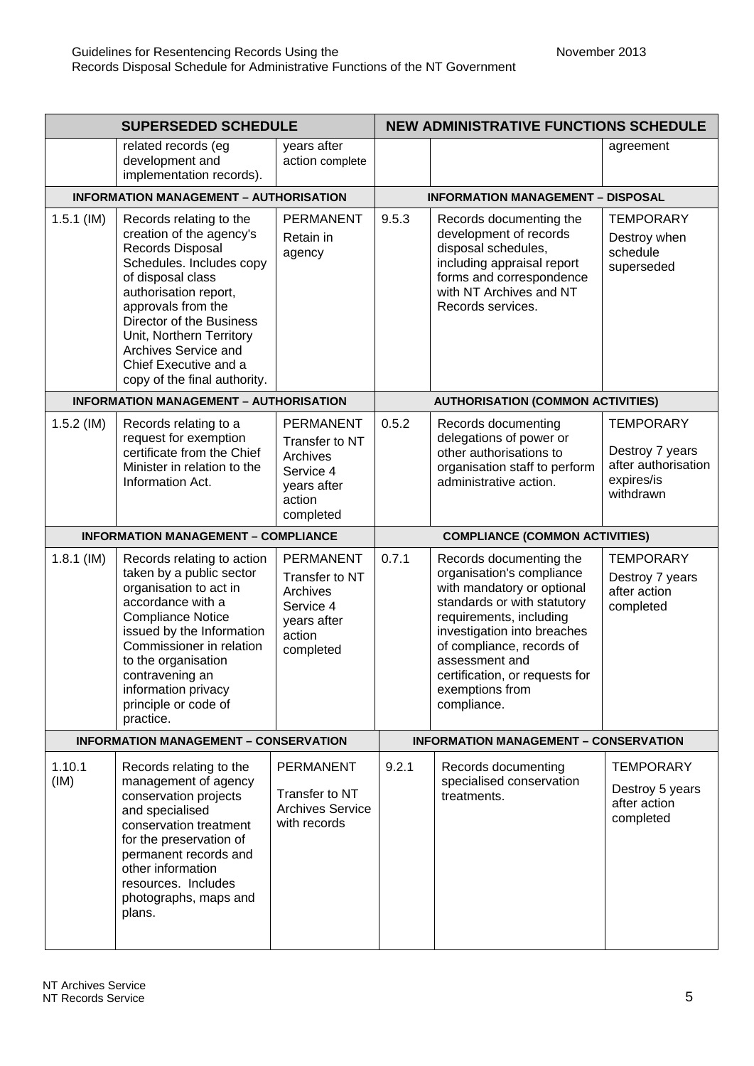| SUPERSEDED SCHEDULE | | | NEW ADMINISTRATIVE FUNCTIONS SCHEDULE | | |
|---|---|---|---|---|---|
| | related records (eg development and implementation records). | years after action complete | | | agreement |
| **INFORMATION MANAGEMENT – AUTHORISATION** | | | **INFORMATION MANAGEMENT – DISPOSAL** | | |
| 1.5.1 (IM) | Records relating to the creation of the agency's Records Disposal Schedules. Includes copy of disposal class authorisation report, approvals from the Director of the Business Unit, Northern Territory Archives Service and Chief Executive and a copy of the final authority. | PERMANENT Retain in agency | 9.5.3 | Records documenting the development of records disposal schedules, including appraisal report forms and correspondence with NT Archives and NT Records services. | TEMPORARY Destroy when schedule superseded |
| **INFORMATION MANAGEMENT – AUTHORISATION** | | | **AUTHORISATION (COMMON ACTIVITIES)** | | |
| 1.5.2 (IM) | Records relating to a request for exemption certificate from the Chief Minister in relation to the Information Act. | PERMANENT Transfer to NT Archives Service 4 years after action completed | 0.5.2 | Records documenting delegations of power or other authorisations to organisation staff to perform administrative action. | TEMPORARY Destroy 7 years after authorisation expires/is withdrawn |
| **INFORMATION MANAGEMENT – COMPLIANCE** | | | **COMPLIANCE (COMMON ACTIVITIES)** | | |
| 1.8.1 (IM) | Records relating to action taken by a public sector organisation to act in accordance with a Compliance Notice issued by the Information Commissioner in relation to the organisation contravening an information privacy principle or code of practice. | PERMANENT Transfer to NT Archives Service 4 years after action completed | 0.7.1 | Records documenting the organisation's compliance with mandatory or optional standards or with statutory requirements, including investigation into breaches of compliance, records of assessment and certification, or requests for exemptions from compliance. | TEMPORARY Destroy 7 years after action completed |
| **INFORMATION MANAGEMENT – CONSERVATION** | | | **INFORMATION MANAGEMENT – CONSERVATION** | | |
| 1.10.1 (IM) | Records relating to the management of agency conservation projects and specialised conservation treatment for the preservation of permanent records and other information resources. Includes photographs, maps and plans. | PERMANENT Transfer to NT Archives Service with records | 9.2.1 | Records documenting specialised conservation treatments. | TEMPORARY Destroy 5 years after action completed |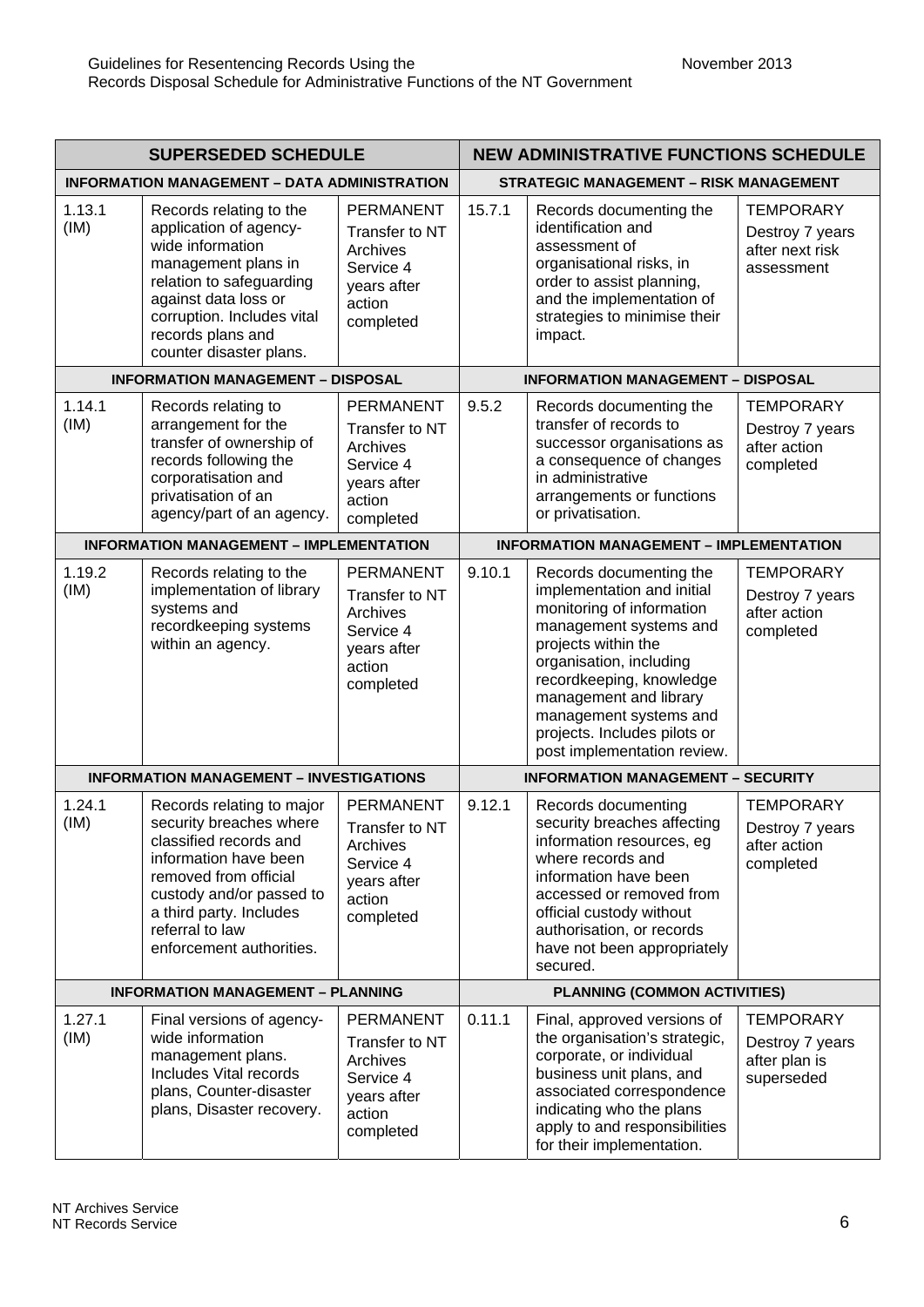| SUPERSEDED SCHEDULE | | | NEW ADMINISTRATIVE FUNCTIONS SCHEDULE | | |
|---|---|---|---|---|---|
| **INFORMATION MANAGEMENT – DATA ADMINISTRATION** | | | **STRATEGIC MANAGEMENT – RISK MANAGEMENT** | | |
| 1.13.1 (IM) | Records relating to the application of agency-wide information management plans in relation to safeguarding against data loss or corruption. Includes vital records plans and counter disaster plans. | PERMANENT Transfer to NT Archives Service 4 years after action completed | 15.7.1 | Records documenting the identification and assessment of organisational risks, in order to assist planning, and the implementation of strategies to minimise their impact. | TEMPORARY Destroy 7 years after next risk assessment |
| **INFORMATION MANAGEMENT – DISPOSAL** | | | **INFORMATION MANAGEMENT – DISPOSAL** | | |
| 1.14.1 (IM) | Records relating to arrangement for the transfer of ownership of records following the corporatisation and privatisation of an agency/part of an agency. | PERMANENT Transfer to NT Archives Service 4 years after action completed | 9.5.2 | Records documenting the transfer of records to successor organisations as a consequence of changes in administrative arrangements or functions or privatisation. | TEMPORARY Destroy 7 years after action completed |
| **INFORMATION MANAGEMENT – IMPLEMENTATION** | | | **INFORMATION MANAGEMENT – IMPLEMENTATION** | | |
| 1.19.2 (IM) | Records relating to the implementation of library systems and recordkeeping systems within an agency. | PERMANENT Transfer to NT Archives Service 4 years after action completed | 9.10.1 | Records documenting the implementation and initial monitoring of information management systems and projects within the organisation, including recordkeeping, knowledge management and library management systems and projects. Includes pilots or post implementation review. | TEMPORARY Destroy 7 years after action completed |
| **INFORMATION MANAGEMENT – INVESTIGATIONS** | | | **INFORMATION MANAGEMENT – SECURITY** | | |
| 1.24.1 (IM) | Records relating to major security breaches where classified records and information have been removed from official custody and/or passed to a third party. Includes referral to law enforcement authorities. | PERMANENT Transfer to NT Archives Service 4 years after action completed | 9.12.1 | Records documenting security breaches affecting information resources, eg where records and information have been accessed or removed from official custody without authorisation, or records have not been appropriately secured. | TEMPORARY Destroy 7 years after action completed |
| **INFORMATION MANAGEMENT – PLANNING** | | | **PLANNING (COMMON ACTIVITIES)** | | |
| 1.27.1 (IM) | Final versions of agency-wide information management plans. Includes Vital records plans, Counter-disaster plans, Disaster recovery. | PERMANENT Transfer to NT Archives Service 4 years after action completed | 0.11.1 | Final, approved versions of the organisation's strategic, corporate, or individual business unit plans, and associated correspondence indicating who the plans apply to and responsibilities for their implementation. | TEMPORARY Destroy 7 years after plan is superseded |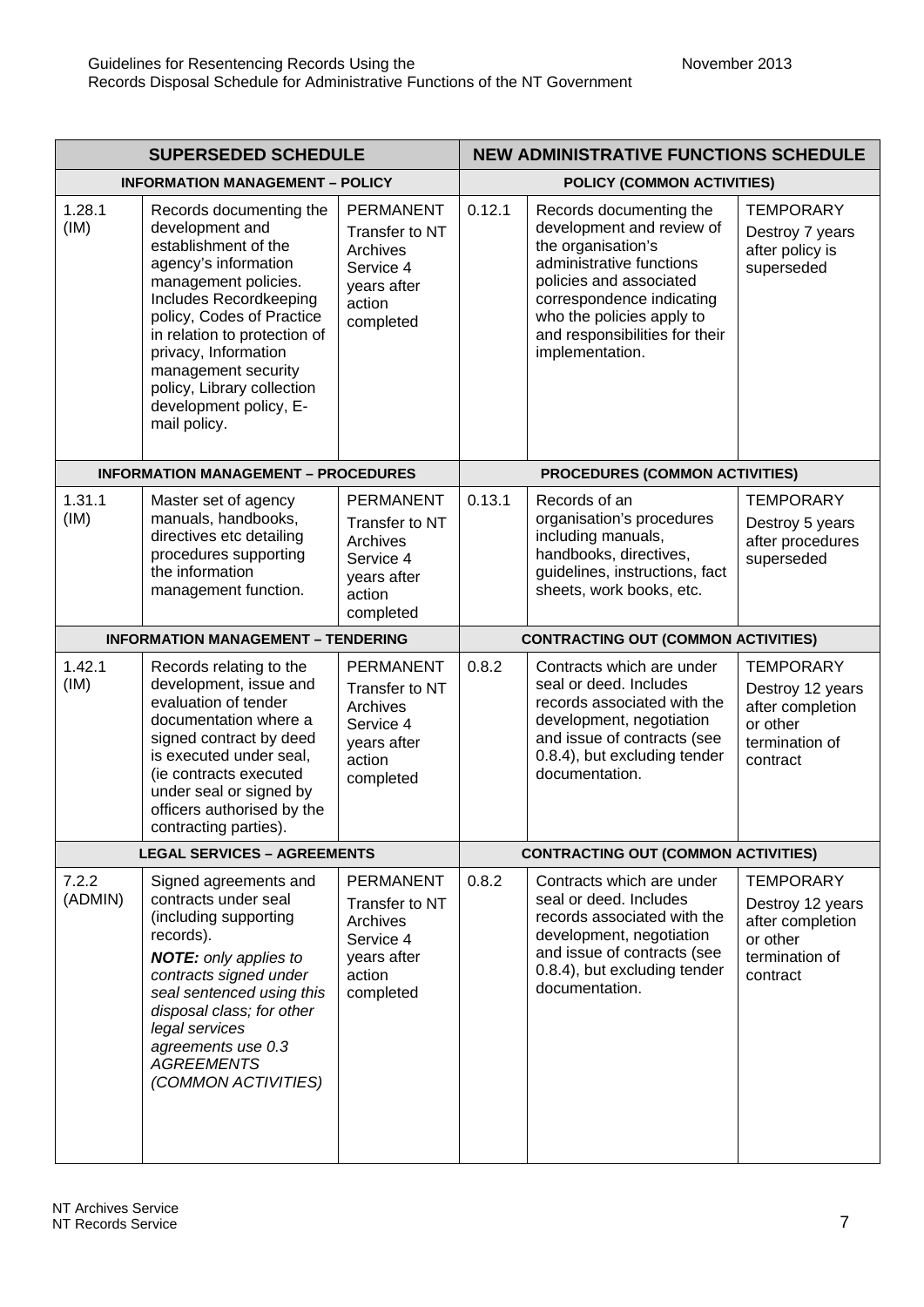| SUPERSEDED SCHEDULE | | | NEW ADMINISTRATIVE FUNCTIONS SCHEDULE | | |
|---|---|---|---|---|---|
| **INFORMATION MANAGEMENT – POLICY** | | | **POLICY (COMMON ACTIVITIES)** | | |
| 1.28.1 (IM) | Records documenting the development and establishment of the agency's information management policies. Includes Recordkeeping policy, Codes of Practice in relation to protection of privacy, Information management security policy, Library collection development policy, E-mail policy. | PERMANENT Transfer to NT Archives Service 4 years after action completed | 0.12.1 | Records documenting the development and review of the organisation's administrative functions policies and associated correspondence indicating who the policies apply to and responsibilities for their implementation. | TEMPORARY Destroy 7 years after policy is superseded |
| **INFORMATION MANAGEMENT – PROCEDURES** | | | **PROCEDURES (COMMON ACTIVITIES)** | | |
| 1.31.1 (IM) | Master set of agency manuals, handbooks, directives etc detailing procedures supporting the information management function. | PERMANENT Transfer to NT Archives Service 4 years after action completed | 0.13.1 | Records of an organisation's procedures including manuals, handbooks, directives, guidelines, instructions, fact sheets, work books, etc. | TEMPORARY Destroy 5 years after procedures superseded |
| **INFORMATION MANAGEMENT – TENDERING** | | | **CONTRACTING OUT (COMMON ACTIVITIES)** | | |
| 1.42.1 (IM) | Records relating to the development, issue and evaluation of tender documentation where a signed contract by deed is executed under seal, (ie contracts executed under seal or signed by officers authorised by the contracting parties). | PERMANENT Transfer to NT Archives Service 4 years after action completed | 0.8.2 | Contracts which are under seal or deed. Includes records associated with the development, negotiation and issue of contracts (see 0.8.4), but excluding tender documentation. | TEMPORARY Destroy 12 years after completion or other termination of contract |
| **LEGAL SERVICES – AGREEMENTS** | | | **CONTRACTING OUT (COMMON ACTIVITIES)** | | |
| 7.2.2 (ADMIN) | Signed agreements and contracts under seal (including supporting records). ***NOTE:*** *only applies to contracts signed under seal sentenced using this disposal class; for other legal services agreements use 0.3 AGREEMENTS (COMMON ACTIVITIES)* | PERMANENT Transfer to NT Archives Service 4 years after action completed | 0.8.2 | Contracts which are under seal or deed. Includes records associated with the development, negotiation and issue of contracts (see 0.8.4), but excluding tender documentation. | TEMPORARY Destroy 12 years after completion or other termination of contract |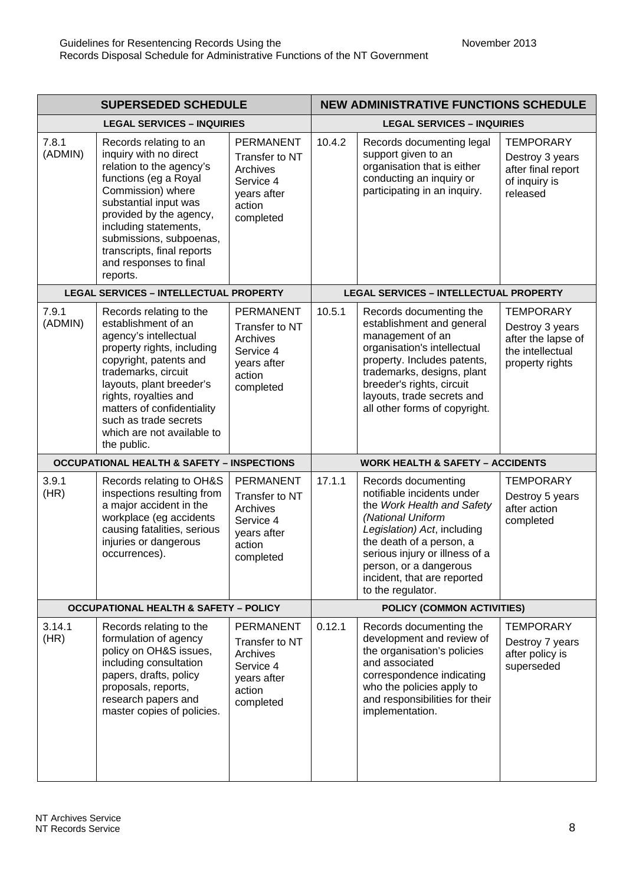| SUPERSEDED SCHEDULE | | | NEW ADMINISTRATIVE FUNCTIONS SCHEDULE | | |
|---|---|---|---|---|---|
| **LEGAL SERVICES – INQUIRIES** | | | **LEGAL SERVICES – INQUIRIES** | | |
| 7.8.1 (ADMIN) | Records relating to an inquiry with no direct relation to the agency's functions (eg a Royal Commission) where substantial input was provided by the agency, including statements, submissions, subpoenas, transcripts, final reports and responses to final reports. | PERMANENT Transfer to NT Archives Service 4 years after action completed | 10.4.2 | Records documenting legal support given to an organisation that is either conducting an inquiry or participating in an inquiry. | TEMPORARY Destroy 3 years after final report of inquiry is released |
| **LEGAL SERVICES – INTELLECTUAL PROPERTY** | | | **LEGAL SERVICES – INTELLECTUAL PROPERTY** | | |
| 7.9.1 (ADMIN) | Records relating to the establishment of an agency's intellectual property rights, including copyright, patents and trademarks, circuit layouts, plant breeder's rights, royalties and matters of confidentiality such as trade secrets which are not available to the public. | PERMANENT Transfer to NT Archives Service 4 years after action completed | 10.5.1 | Records documenting the establishment and general management of an organisation's intellectual property. Includes patents, trademarks, designs, plant breeder's rights, circuit layouts, trade secrets and all other forms of copyright. | TEMPORARY Destroy 3 years after the lapse of the intellectual property rights |
| **OCCUPATIONAL HEALTH & SAFETY – INSPECTIONS** | | | **WORK HEALTH & SAFETY – ACCIDENTS** | | |
| 3.9.1 (HR) | Records relating to OH&S inspections resulting from a major accident in the workplace (eg accidents causing fatalities, serious injuries or dangerous occurrences). | PERMANENT Transfer to NT Archives Service 4 years after action completed | 17.1.1 | Records documenting notifiable incidents under the *Work Health and Safety (National Uniform Legislation) Act*, including the death of a person, a serious injury or illness of a person, or a dangerous incident, that are reported to the regulator. | TEMPORARY Destroy 5 years after action completed |
| **OCCUPATIONAL HEALTH & SAFETY – POLICY** | | | **POLICY (COMMON ACTIVITIES)** | | |
| 3.14.1 (HR) | Records relating to the formulation of agency policy on OH&S issues, including consultation papers, drafts, policy proposals, reports, research papers and master copies of policies. | PERMANENT Transfer to NT Archives Service 4 years after action completed | 0.12.1 | Records documenting the development and review of the organisation's policies and associated correspondence indicating who the policies apply to and responsibilities for their implementation. | TEMPORARY Destroy 7 years after policy is superseded |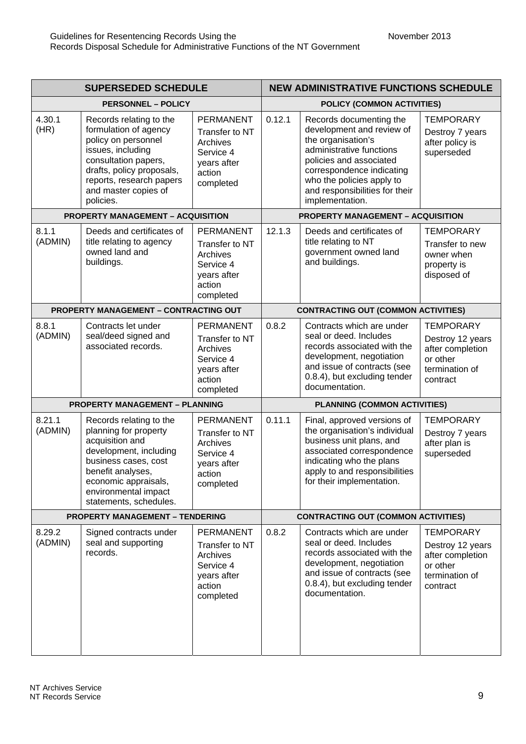| SUPERSEDED SCHEDULE | | | NEW ADMINISTRATIVE FUNCTIONS SCHEDULE | | |
|---|---|---|---|---|---|
| **PERSONNEL – POLICY** | | | **POLICY (COMMON ACTIVITIES)** | | |
| 4.30.1 (HR) | Records relating to the formulation of agency policy on personnel issues, including consultation papers, drafts, policy proposals, reports, research papers and master copies of policies. | PERMANENT Transfer to NT Archives Service 4 years after action completed | 0.12.1 | Records documenting the development and review of the organisation's administrative functions policies and associated correspondence indicating who the policies apply to and responsibilities for their implementation. | TEMPORARY Destroy 7 years after policy is superseded |
| **PROPERTY MANAGEMENT – ACQUISITION** | | | **PROPERTY MANAGEMENT – ACQUISITION** | | |
| 8.1.1 (ADMIN) | Deeds and certificates of title relating to agency owned land and buildings. | PERMANENT Transfer to NT Archives Service 4 years after action completed | 12.1.3 | Deeds and certificates of title relating to NT government owned land and buildings. | TEMPORARY Transfer to new owner when property is disposed of |
| **PROPERTY MANAGEMENT – CONTRACTING OUT** | | | **CONTRACTING OUT (COMMON ACTIVITIES)** | | |
| 8.8.1 (ADMIN) | Contracts let under seal/deed signed and associated records. | PERMANENT Transfer to NT Archives Service 4 years after action completed | 0.8.2 | Contracts which are under seal or deed. Includes records associated with the development, negotiation and issue of contracts (see 0.8.4), but excluding tender documentation. | TEMPORARY Destroy 12 years after completion or other termination of contract |
| **PROPERTY MANAGEMENT – PLANNING** | | | **PLANNING (COMMON ACTIVITIES)** | | |
| 8.21.1 (ADMIN) | Records relating to the planning for property acquisition and development, including business cases, cost benefit analyses, economic appraisals, environmental impact statements, schedules. | PERMANENT Transfer to NT Archives Service 4 years after action completed | 0.11.1 | Final, approved versions of the organisation's individual business unit plans, and associated correspondence indicating who the plans apply to and responsibilities for their implementation. | TEMPORARY Destroy 7 years after plan is superseded |
| **PROPERTY MANAGEMENT – TENDERING** | | | **CONTRACTING OUT (COMMON ACTIVITIES)** | | |
| 8.29.2 (ADMIN) | Signed contracts under seal and supporting records. | PERMANENT Transfer to NT Archives Service 4 years after action completed | 0.8.2 | Contracts which are under seal or deed. Includes records associated with the development, negotiation and issue of contracts (see 0.8.4), but excluding tender documentation. | TEMPORARY Destroy 12 years after completion or other termination of contract |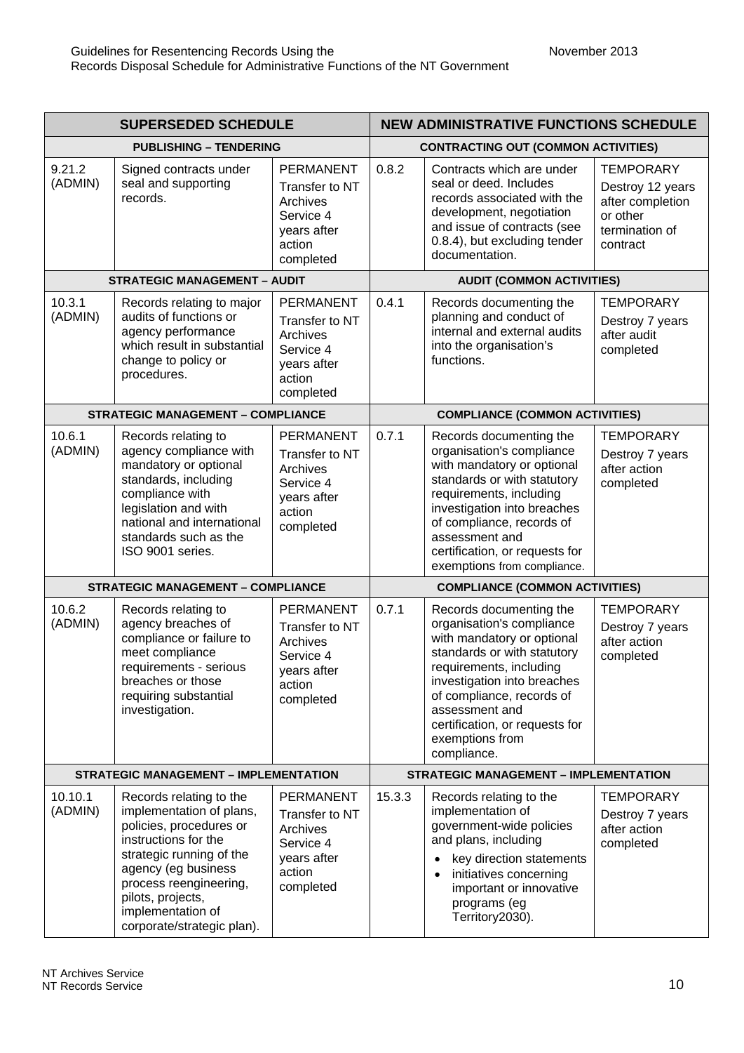| SUPERSEDED SCHEDULE | | | NEW ADMINISTRATIVE FUNCTIONS SCHEDULE | | |
|---|---|---|---|---|---|
| **PUBLISHING – TENDERING** | | | **CONTRACTING OUT (COMMON ACTIVITIES)** | | |
| 9.21.2 (ADMIN) | Signed contracts under seal and supporting records. | PERMANENT Transfer to NT Archives Service 4 years after action completed | 0.8.2 | Contracts which are under seal or deed. Includes records associated with the development, negotiation and issue of contracts (see 0.8.4), but excluding tender documentation. | TEMPORARY Destroy 12 years after completion or other termination of contract |
| **STRATEGIC MANAGEMENT – AUDIT** | | | **AUDIT (COMMON ACTIVITIES)** | | |
| 10.3.1 (ADMIN) | Records relating to major audits of functions or agency performance which result in substantial change to policy or procedures. | PERMANENT Transfer to NT Archives Service 4 years after action completed | 0.4.1 | Records documenting the planning and conduct of internal and external audits into the organisation's functions. | TEMPORARY Destroy 7 years after audit completed |
| **STRATEGIC MANAGEMENT – COMPLIANCE** | | | **COMPLIANCE (COMMON ACTIVITIES)** | | |
| 10.6.1 (ADMIN) | Records relating to agency compliance with mandatory or optional standards, including compliance with legislation and with national and international standards such as the ISO 9001 series. | PERMANENT Transfer to NT Archives Service 4 years after action completed | 0.7.1 | Records documenting the organisation's compliance with mandatory or optional standards or with statutory requirements, including investigation into breaches of compliance, records of assessment and certification, or requests for exemptions from compliance. | TEMPORARY Destroy 7 years after action completed |
| **STRATEGIC MANAGEMENT – COMPLIANCE** | | | **COMPLIANCE (COMMON ACTIVITIES)** | | |
| 10.6.2 (ADMIN) | Records relating to agency breaches of compliance or failure to meet compliance requirements - serious breaches or those requiring substantial investigation. | PERMANENT Transfer to NT Archives Service 4 years after action completed | 0.7.1 | Records documenting the organisation's compliance with mandatory or optional standards or with statutory requirements, including investigation into breaches of compliance, records of assessment and certification, or requests for exemptions from compliance. | TEMPORARY Destroy 7 years after action completed |
| **STRATEGIC MANAGEMENT – IMPLEMENTATION** | | | **STRATEGIC MANAGEMENT – IMPLEMENTATION** | | |
| 10.10.1 (ADMIN) | Records relating to the implementation of plans, policies, procedures or instructions for the strategic running of the agency (eg business process reengineering, pilots, projects, implementation of corporate/strategic plan). | PERMANENT Transfer to NT Archives Service 4 years after action completed | 15.3.3 | Records relating to the implementation of government-wide policies and plans, including • key direction statements • initiatives concerning important or innovative programs (eg Territory2030). | TEMPORARY Destroy 7 years after action completed |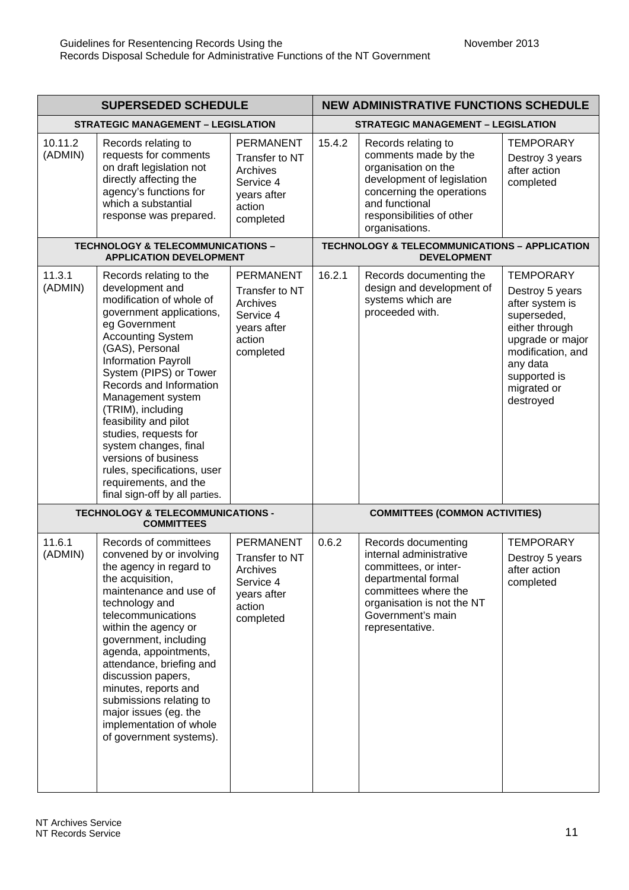| SUPERSEDED SCHEDULE | | | NEW ADMINISTRATIVE FUNCTIONS SCHEDULE | | |
|---|---|---|---|---|---|
| **STRATEGIC MANAGEMENT – LEGISLATION** | | | **STRATEGIC MANAGEMENT – LEGISLATION** | | |
| 10.11.2 (ADMIN) | Records relating to requests for comments on draft legislation not directly affecting the agency's functions for which a substantial response was prepared. | PERMANENT Transfer to NT Archives Service 4 years after action completed | 15.4.2 | Records relating to comments made by the organisation on the development of legislation concerning the operations and functional responsibilities of other organisations. | TEMPORARY Destroy 3 years after action completed |
| **TECHNOLOGY & TELECOMMUNICATIONS – APPLICATION DEVELOPMENT** | | | **TECHNOLOGY & TELECOMMUNICATIONS – APPLICATION DEVELOPMENT** | | |
| 11.3.1 (ADMIN) | Records relating to the development and modification of whole of government applications, eg Government Accounting System (GAS), Personal Information Payroll System (PIPS) or Tower Records and Information Management system (TRIM), including feasibility and pilot studies, requests for system changes, final versions of business rules, specifications, user requirements, and the final sign-off by all parties. | PERMANENT Transfer to NT Archives Service 4 years after action completed | 16.2.1 | Records documenting the design and development of systems which are proceeded with. | TEMPORARY Destroy 5 years after system is superseded, either through upgrade or major modification, and any data supported is migrated or destroyed |
| **TECHNOLOGY & TELECOMMUNICATIONS - COMMITTEES** | | | **COMMITTEES (COMMON ACTIVITIES)** | | |
| 11.6.1 (ADMIN) | Records of committees convened by or involving the agency in regard to the acquisition, maintenance and use of technology and telecommunications within the agency or government, including agenda, appointments, attendance, briefing and discussion papers, minutes, reports and submissions relating to major issues (eg. the implementation of whole of government systems). | PERMANENT Transfer to NT Archives Service 4 years after action completed | 0.6.2 | Records documenting internal administrative committees, or inter-departmental formal committees where the organisation is not the NT Government's main representative. | TEMPORARY Destroy 5 years after action completed |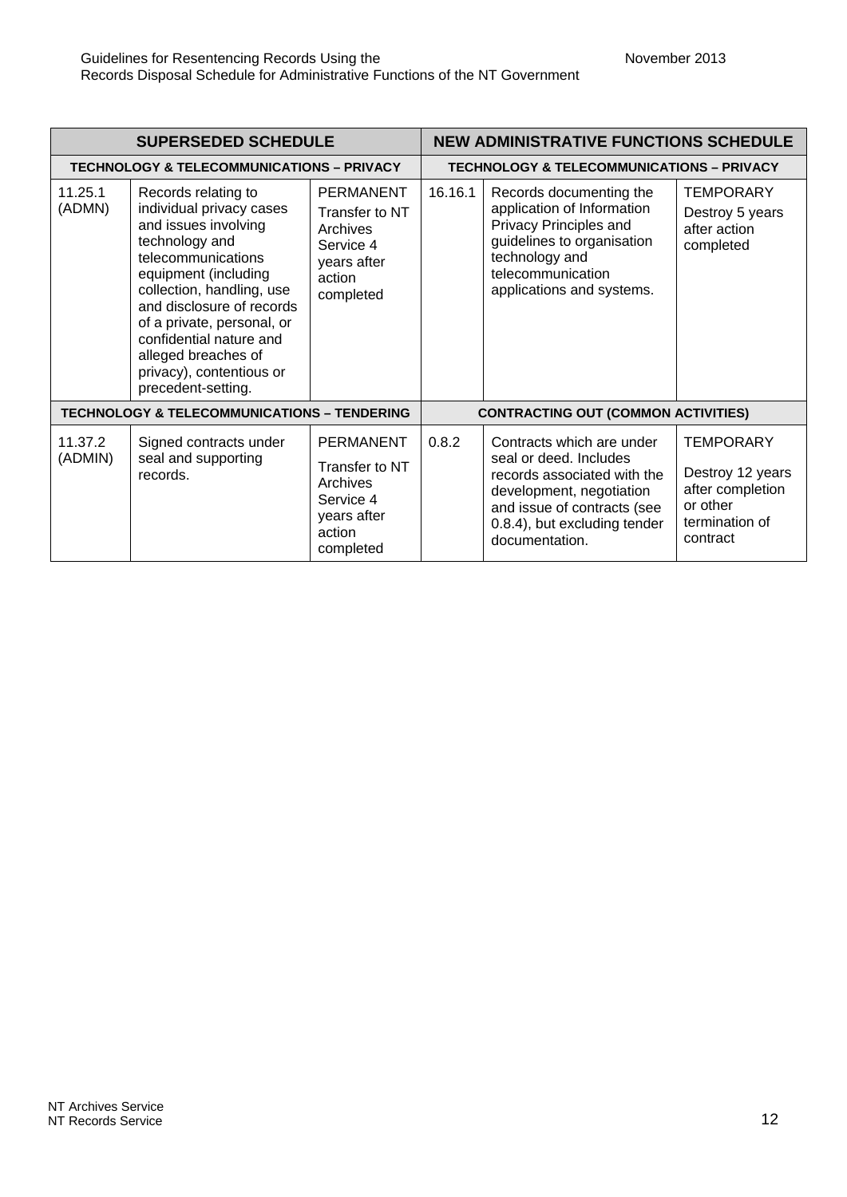| SUPERSEDED SCHEDULE | | | NEW ADMINISTRATIVE FUNCTIONS SCHEDULE | | |
|---|---|---|---|---|---|
| **TECHNOLOGY & TELECOMMUNICATIONS – PRIVACY** | | | **TECHNOLOGY & TELECOMMUNICATIONS – PRIVACY** | | |
| 11.25.1 (ADMN) | Records relating to individual privacy cases and issues involving technology and telecommunications equipment (including collection, handling, use and disclosure of records of a private, personal, or confidential nature and alleged breaches of privacy), contentious or precedent-setting. | PERMANENT Transfer to NT Archives Service 4 years after action completed | 16.16.1 | Records documenting the application of Information Privacy Principles and guidelines to organisation technology and telecommunication applications and systems. | TEMPORARY Destroy 5 years after action completed |
| **TECHNOLOGY & TELECOMMUNICATIONS – TENDERING** | | | **CONTRACTING OUT (COMMON ACTIVITIES)** | | |
| 11.37.2 (ADMIN) | Signed contracts under seal and supporting records. | PERMANENT Transfer to NT Archives Service 4 years after action completed | 0.8.2 | Contracts which are under seal or deed. Includes records associated with the development, negotiation and issue of contracts (see 0.8.4), but excluding tender documentation. | TEMPORARY Destroy 12 years after completion or other termination of contract |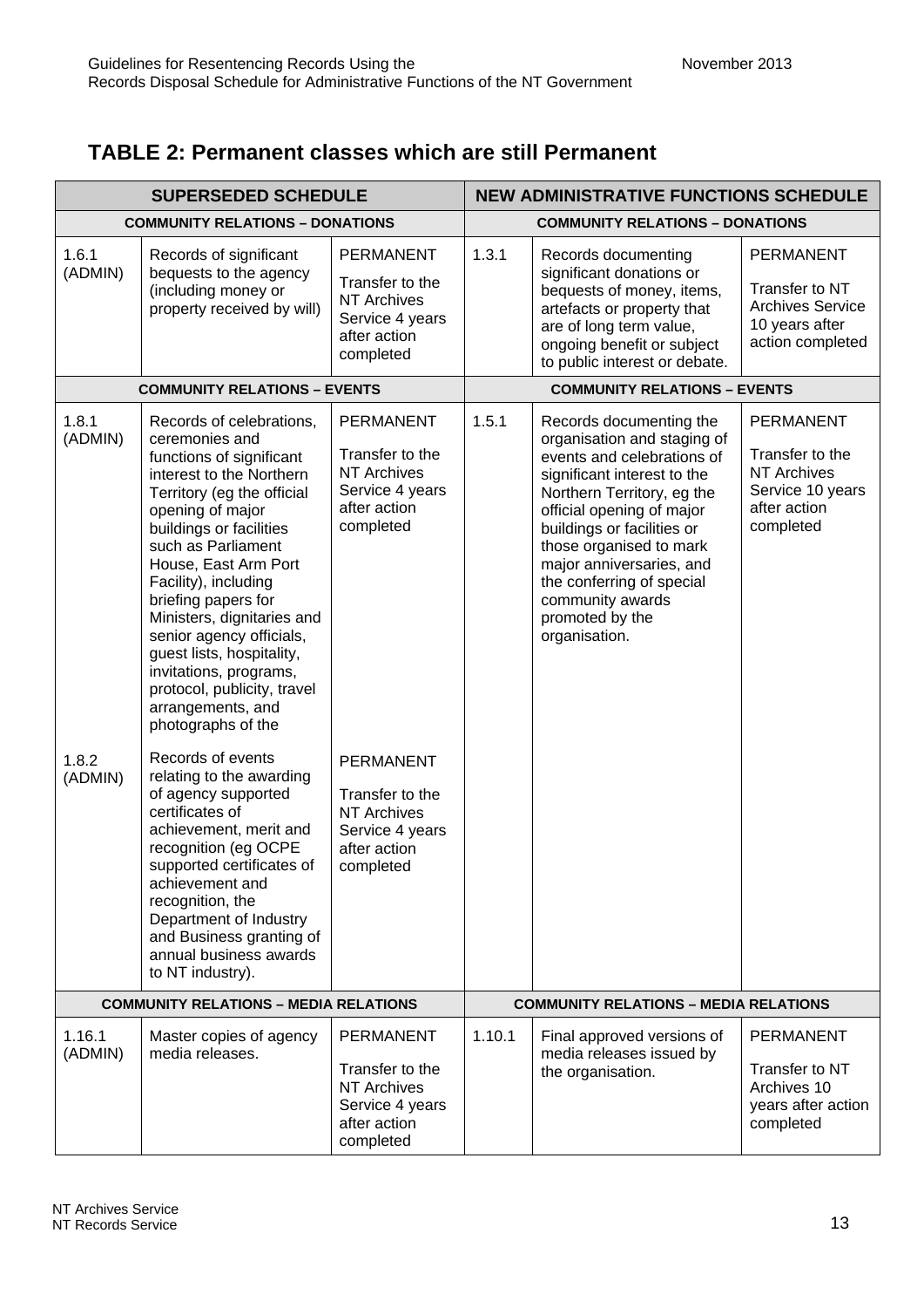## TABLE 2: Permanent classes which are still Permanent

| SUPERSEDED SCHEDULE | | | NEW ADMINISTRATIVE FUNCTIONS SCHEDULE | | |
|---|---|---|---|---|---|
| **COMMUNITY RELATIONS – DONATIONS** | | | **COMMUNITY RELATIONS – DONATIONS** | | |
| 1.6.1 (ADMIN) | Records of significant bequests to the agency (including money or property received by will) | PERMANENT Transfer to the NT Archives Service 4 years after action completed | 1.3.1 | Records documenting significant donations or bequests of money, items, artefacts or property that are of long term value, ongoing benefit or subject to public interest or debate. | PERMANENT Transfer to NT Archives Service 10 years after action completed |
| **COMMUNITY RELATIONS – EVENTS** | | | **COMMUNITY RELATIONS – EVENTS** | | |
| 1.8.1 (ADMIN) | Records of celebrations, ceremonies and functions of significant interest to the Northern Territory (eg the official opening of major buildings or facilities such as Parliament House, East Arm Port Facility), including briefing papers for Ministers, dignitaries and senior agency officials, guest lists, hospitality, invitations, programs, protocol, publicity, travel arrangements, and photographs of the | PERMANENT Transfer to the NT Archives Service 4 years after action completed | 1.5.1 | Records documenting the organisation and staging of events and celebrations of significant interest to the Northern Territory, eg the official opening of major buildings or facilities or those organised to mark major anniversaries, and the conferring of special community awards promoted by the organisation. | PERMANENT Transfer to the NT Archives Service 10 years after action completed |
| 1.8.2 (ADMIN) | Records of events relating to the awarding of agency supported certificates of achievement, merit and recognition (eg OCPE supported certificates of achievement and recognition, the Department of Industry and Business granting of annual business awards to NT industry). | PERMANENT Transfer to the NT Archives Service 4 years after action completed | | | |
| **COMMUNITY RELATIONS – MEDIA RELATIONS** | | | **COMMUNITY RELATIONS – MEDIA RELATIONS** | | |
| 1.16.1 (ADMIN) | Master copies of agency media releases. | PERMANENT Transfer to the NT Archives Service 4 years after action completed | 1.10.1 | Final approved versions of media releases issued by the organisation. | PERMANENT Transfer to NT Archives 10 years after action completed |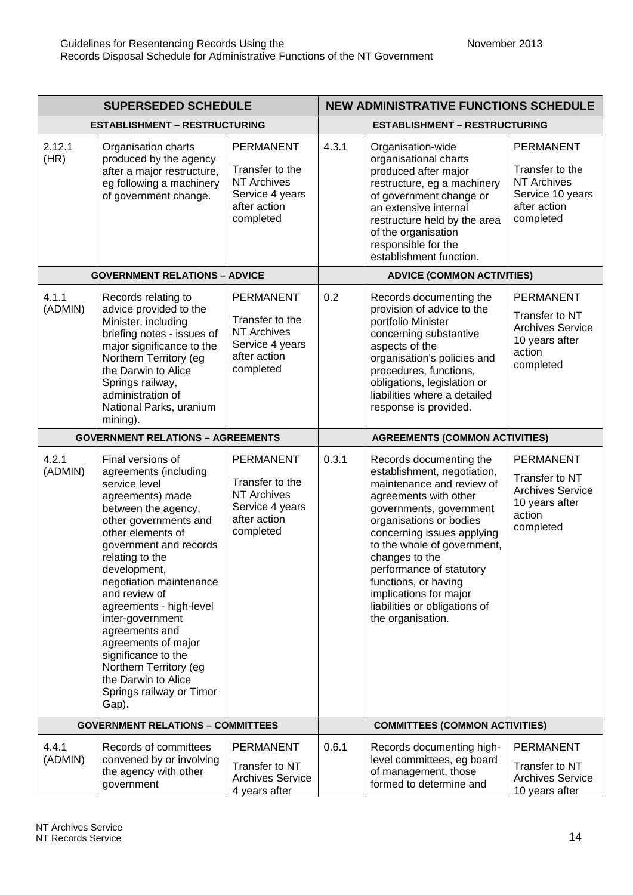| SUPERSEDED SCHEDULE | | | NEW ADMINISTRATIVE FUNCTIONS SCHEDULE | | |
|---|---|---|---|---|---|
| **ESTABLISHMENT – RESTRUCTURING** | | | **ESTABLISHMENT – RESTRUCTURING** | | |
| 2.12.1 (HR) | Organisation charts produced by the agency after a major restructure, eg following a machinery of government change. | PERMANENT<br>Transfer to the NT Archives Service 4 years after action completed | 4.3.1 | Organisation-wide organisational charts produced after major restructure, eg a machinery of government change or an extensive internal restructure held by the area of the organisation responsible for the establishment function. | PERMANENT<br>Transfer to the NT Archives Service 10 years after action completed |
| **GOVERNMENT RELATIONS – ADVICE** | | | **ADVICE (COMMON ACTIVITIES)** | | |
| 4.1.1 (ADMIN) | Records relating to advice provided to the Minister, including briefing notes - issues of major significance to the Northern Territory (eg the Darwin to Alice Springs railway, administration of National Parks, uranium mining). | PERMANENT<br>Transfer to the NT Archives Service 4 years after action completed | 0.2 | Records documenting the provision of advice to the portfolio Minister concerning substantive aspects of the organisation's policies and procedures, functions, obligations, legislation or liabilities where a detailed response is provided. | PERMANENT<br>Transfer to NT Archives Service 10 years after action completed |
| **GOVERNMENT RELATIONS – AGREEMENTS** | | | **AGREEMENTS (COMMON ACTIVITIES)** | | |
| 4.2.1 (ADMIN) | Final versions of agreements (including service level agreements) made between the agency, other governments and other elements of government and records relating to the development, negotiation maintenance and review of agreements - high-level inter-government agreements and agreements of major significance to the Northern Territory (eg the Darwin to Alice Springs railway or Timor Gap). | PERMANENT<br>Transfer to the NT Archives Service 4 years after action completed | 0.3.1 | Records documenting the establishment, negotiation, maintenance and review of agreements with other governments, government organisations or bodies concerning issues applying to the whole of government, changes to the performance of statutory functions, or having implications for major liabilities or obligations of the organisation. | PERMANENT<br>Transfer to NT Archives Service 10 years after action completed |
| **GOVERNMENT RELATIONS – COMMITTEES** | | | **COMMITTEES (COMMON ACTIVITIES)** | | |
| 4.4.1 (ADMIN) | Records of committees convened by or involving the agency with other government | PERMANENT<br>Transfer to NT Archives Service 4 years after | 0.6.1 | Records documenting high-level committees, eg board of management, those formed to determine and | PERMANENT<br>Transfer to NT Archives Service 10 years after |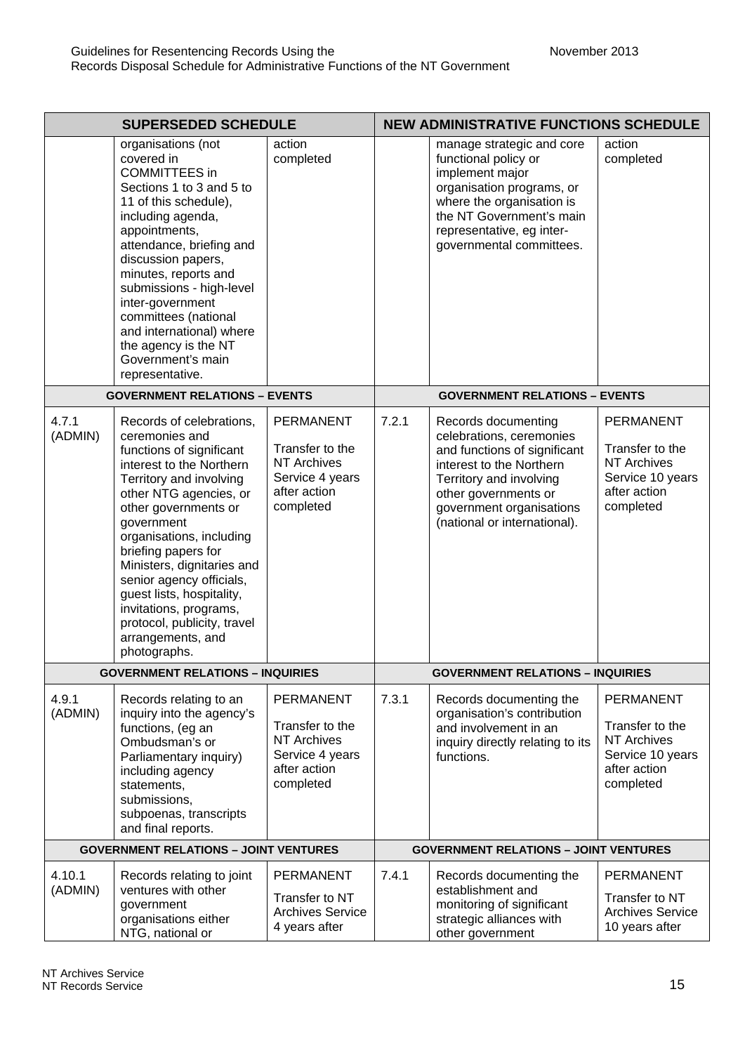| SUPERSEDED SCHEDULE | | | NEW ADMINISTRATIVE FUNCTIONS SCHEDULE | | |
|---|---|---|---|---|---|
| | organisations (not covered in COMMITTEES in Sections 1 to 3 and 5 to 11 of this schedule), including agenda, appointments, attendance, briefing and discussion papers, minutes, reports and submissions - high-level inter-government committees (national and international) where the agency is the NT Government's main representative. | action completed | | manage strategic and core functional policy or implement major organisation programs, or where the organisation is the NT Government's main representative, eg inter-governmental committees. | action completed |
| **GOVERNMENT RELATIONS – EVENTS** | | | **GOVERNMENT RELATIONS – EVENTS** | | |
| 4.7.1 (ADMIN) | Records of celebrations, ceremonies and functions of significant interest to the Northern Territory and involving other NTG agencies, or other governments or government organisations, including briefing papers for Ministers, dignitaries and senior agency officials, guest lists, hospitality, invitations, programs, protocol, publicity, travel arrangements, and photographs. | PERMANENT Transfer to the NT Archives Service 4 years after action completed | 7.2.1 | Records documenting celebrations, ceremonies and functions of significant interest to the Northern Territory and involving other governments or government organisations (national or international). | PERMANENT Transfer to the NT Archives Service 10 years after action completed |
| **GOVERNMENT RELATIONS – INQUIRIES** | | | **GOVERNMENT RELATIONS – INQUIRIES** | | |
| 4.9.1 (ADMIN) | Records relating to an inquiry into the agency's functions, (eg an Ombudsman's or Parliamentary inquiry) including agency statements, submissions, subpoenas, transcripts and final reports. | PERMANENT Transfer to the NT Archives Service 4 years after action completed | 7.3.1 | Records documenting the organisation's contribution and involvement in an inquiry directly relating to its functions. | PERMANENT Transfer to the NT Archives Service 10 years after action completed |
| **GOVERNMENT RELATIONS – JOINT VENTURES** | | | **GOVERNMENT RELATIONS – JOINT VENTURES** | | |
| 4.10.1 (ADMIN) | Records relating to joint ventures with other government organisations either NTG, national or | PERMANENT Transfer to NT Archives Service 4 years after | 7.4.1 | Records documenting the establishment and monitoring of significant strategic alliances with other government | PERMANENT Transfer to NT Archives Service 10 years after |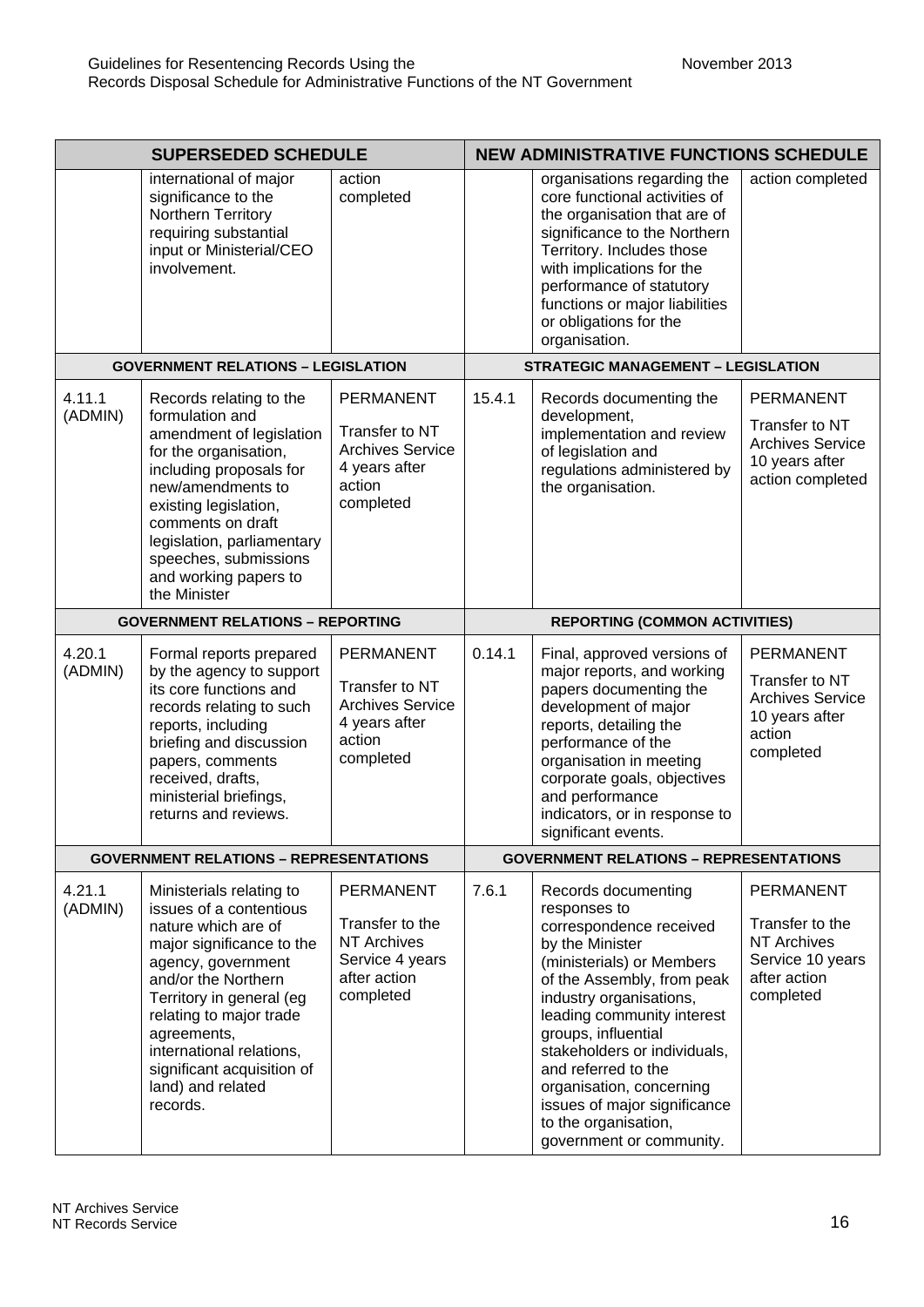| SUPERSEDED SCHEDULE | | | NEW ADMINISTRATIVE FUNCTIONS SCHEDULE | | |
|---|---|---|---|---|---|
| | international of major significance to the Northern Territory requiring substantial input or Ministerial/CEO involvement. | action completed | | organisations regarding the core functional activities of the organisation that are of significance to the Northern Territory. Includes those with implications for the performance of statutory functions or major liabilities or obligations for the organisation. | action completed |
| **GOVERNMENT RELATIONS – LEGISLATION** | | | **STRATEGIC MANAGEMENT – LEGISLATION** | | |
| 4.11.1 (ADMIN) | Records relating to the formulation and amendment of legislation for the organisation, including proposals for new/amendments to existing legislation, comments on draft legislation, parliamentary speeches, submissions and working papers to the Minister | PERMANENT Transfer to NT Archives Service 4 years after action completed | 15.4.1 | Records documenting the development, implementation and review of legislation and regulations administered by the organisation. | PERMANENT Transfer to NT Archives Service 10 years after action completed |
| **GOVERNMENT RELATIONS – REPORTING** | | | **REPORTING (COMMON ACTIVITIES)** | | |
| 4.20.1 (ADMIN) | Formal reports prepared by the agency to support its core functions and records relating to such reports, including briefing and discussion papers, comments received, drafts, ministerial briefings, returns and reviews. | PERMANENT Transfer to NT Archives Service 4 years after action completed | 0.14.1 | Final, approved versions of major reports, and working papers documenting the development of major reports, detailing the performance of the organisation in meeting corporate goals, objectives and performance indicators, or in response to significant events. | PERMANENT Transfer to NT Archives Service 10 years after action completed |
| **GOVERNMENT RELATIONS – REPRESENTATIONS** | | | **GOVERNMENT RELATIONS – REPRESENTATIONS** | | |
| 4.21.1 (ADMIN) | Ministerials relating to issues of a contentious nature which are of major significance to the agency, government and/or the Northern Territory in general (eg relating to major trade agreements, international relations, significant acquisition of land) and related records. | PERMANENT Transfer to the NT Archives Service 4 years after action completed | 7.6.1 | Records documenting responses to correspondence received by the Minister (ministerials) or Members of the Assembly, from peak industry organisations, leading community interest groups, influential stakeholders or individuals, and referred to the organisation, concerning issues of major significance to the organisation, government or community. | PERMANENT Transfer to the NT Archives Service 10 years after action completed |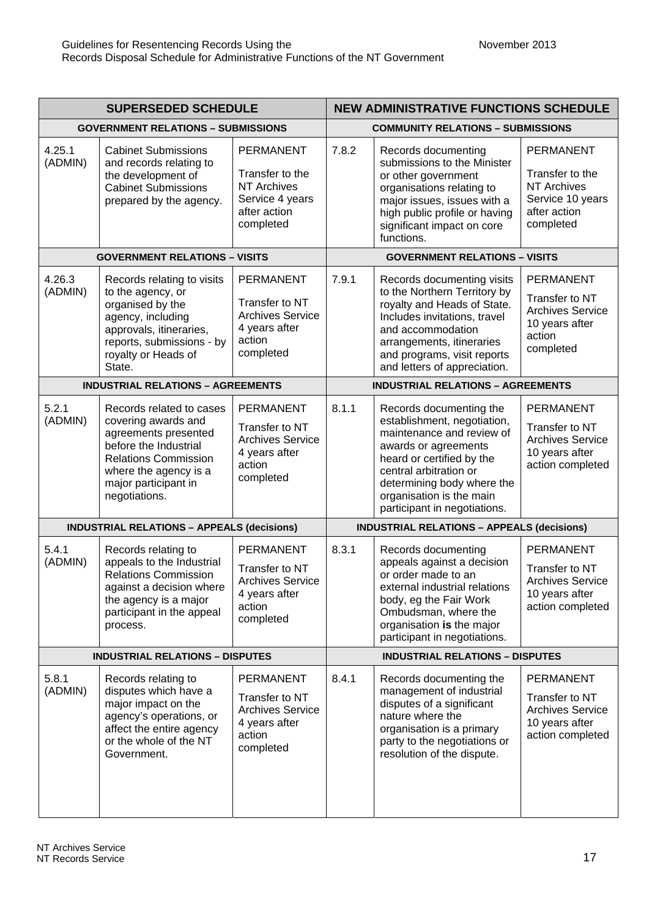| SUPERSEDED SCHEDULE | | | NEW ADMINISTRATIVE FUNCTIONS SCHEDULE | | |
|---|---|---|---|---|---|
| **GOVERNMENT RELATIONS – SUBMISSIONS** | | | **COMMUNITY RELATIONS – SUBMISSIONS** | | |
| 4.25.1 (ADMIN) | Cabinet Submissions and records relating to the development of Cabinet Submissions prepared by the agency. | PERMANENT<br><br>Transfer to the NT Archives Service 4 years after action completed | 7.8.2 | Records documenting submissions to the Minister or other government organisations relating to major issues, issues with a high public profile or having significant impact on core functions. | PERMANENT<br><br>Transfer to the NT Archives Service 10 years after action completed |
| **GOVERNMENT RELATIONS – VISITS** | | | **GOVERNMENT RELATIONS – VISITS** | | |
| 4.26.3 (ADMIN) | Records relating to visits to the agency, or organised by the agency, including approvals, itineraries, reports, submissions - by royalty or Heads of State. | PERMANENT<br><br>Transfer to NT Archives Service 4 years after action completed | 7.9.1 | Records documenting visits to the Northern Territory by royalty and Heads of State. Includes invitations, travel and accommodation arrangements, itineraries and programs, visit reports and letters of appreciation. | PERMANENT<br><br>Transfer to NT Archives Service 10 years after action completed |
| **INDUSTRIAL RELATIONS – AGREEMENTS** | | | **INDUSTRIAL RELATIONS – AGREEMENTS** | | |
| 5.2.1 (ADMIN) | Records related to cases covering awards and agreements presented before the Industrial Relations Commission where the agency is a major participant in negotiations. | PERMANENT<br><br>Transfer to NT Archives Service 4 years after action completed | 8.1.1 | Records documenting the establishment, negotiation, maintenance and review of awards or agreements heard or certified by the central arbitration or determining body where the organisation is the main participant in negotiations. | PERMANENT<br><br>Transfer to NT Archives Service 10 years after action completed |
| **INDUSTRIAL RELATIONS – APPEALS (decisions)** | | | **INDUSTRIAL RELATIONS – APPEALS (decisions)** | | |
| 5.4.1 (ADMIN) | Records relating to appeals to the Industrial Relations Commission against a decision where the agency is a major participant in the appeal process. | PERMANENT<br><br>Transfer to NT Archives Service 4 years after action completed | 8.3.1 | Records documenting appeals against a decision or order made to an external industrial relations body, eg the Fair Work Ombudsman, where the organisation **is** the major participant in negotiations. | PERMANENT<br><br>Transfer to NT Archives Service 10 years after action completed |
| **INDUSTRIAL RELATIONS – DISPUTES** | | | **INDUSTRIAL RELATIONS – DISPUTES** | | |
| 5.8.1 (ADMIN) | Records relating to disputes which have a major impact on the agency's operations, or affect the entire agency or the whole of the NT Government. | PERMANENT<br><br>Transfer to NT Archives Service 4 years after action completed | 8.4.1 | Records documenting the management of industrial disputes of a significant nature where the organisation is a primary party to the negotiations or resolution of the dispute. | PERMANENT<br><br>Transfer to NT Archives Service 10 years after action completed |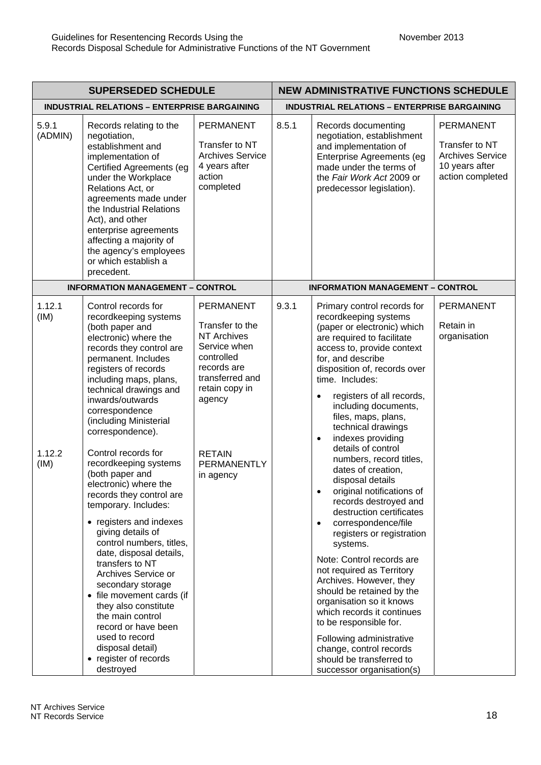| SUPERSEDED SCHEDULE | | | NEW ADMINISTRATIVE FUNCTIONS SCHEDULE | | |
|---|---|---|---|---|---|
| **INDUSTRIAL RELATIONS – ENTERPRISE BARGAINING** | | | **INDUSTRIAL RELATIONS – ENTERPRISE BARGAINING** | | |
| 5.9.1 (ADMIN) | Records relating to the negotiation, establishment and implementation of Certified Agreements (eg under the Workplace Relations Act, or agreements made under the Industrial Relations Act), and other enterprise agreements affecting a majority of the agency's employees or which establish a precedent. | PERMANENT<br><br>Transfer to NT Archives Service 4 years after action completed | 8.5.1 | Records documenting negotiation, establishment and implementation of Enterprise Agreements (eg made under the terms of the *Fair Work Act* 2009 or predecessor legislation). | PERMANENT<br><br>Transfer to NT Archives Service 10 years after action completed |
| **INFORMATION MANAGEMENT – CONTROL** | | | **INFORMATION MANAGEMENT – CONTROL** | | |
| 1.12.1 (IM)<br><br>1.12.2 (IM) | Control records for recordkeeping systems (both paper and electronic) where the records they control are permanent. Includes registers of records including maps, plans, technical drawings and inwards/outwards correspondence (including Ministerial correspondence).<br><br>Control records for recordkeeping systems (both paper and electronic) where the records they control are temporary. Includes:<br>• registers and indexes giving details of control numbers, titles, date, disposal details, transfers to NT Archives Service or secondary storage<br>• file movement cards (if they also constitute the main control record or have been used to record disposal detail)<br>• register of records destroyed | PERMANENT<br><br>Transfer to the NT Archives Service when controlled records are transferred and retain copy in agency<br><br>RETAIN PERMANENTLY in agency | 9.3.1 | Primary control records for recordkeeping systems (paper or electronic) which are required to facilitate access to, provide context for, and describe disposition of, records over time. Includes:<br>• registers of all records, including documents, files, maps, plans, technical drawings<br>• indexes providing details of control numbers, record titles, dates of creation, disposal details<br>• original notifications of records destroyed and destruction certificates<br>• correspondence/file registers or registration systems.<br><br>Note: Control records are not required as Territory Archives. However, they should be retained by the organisation so it knows which records it continues to be responsible for.<br><br>Following administrative change, control records should be transferred to successor organisation(s) | PERMANENT<br><br>Retain in organisation |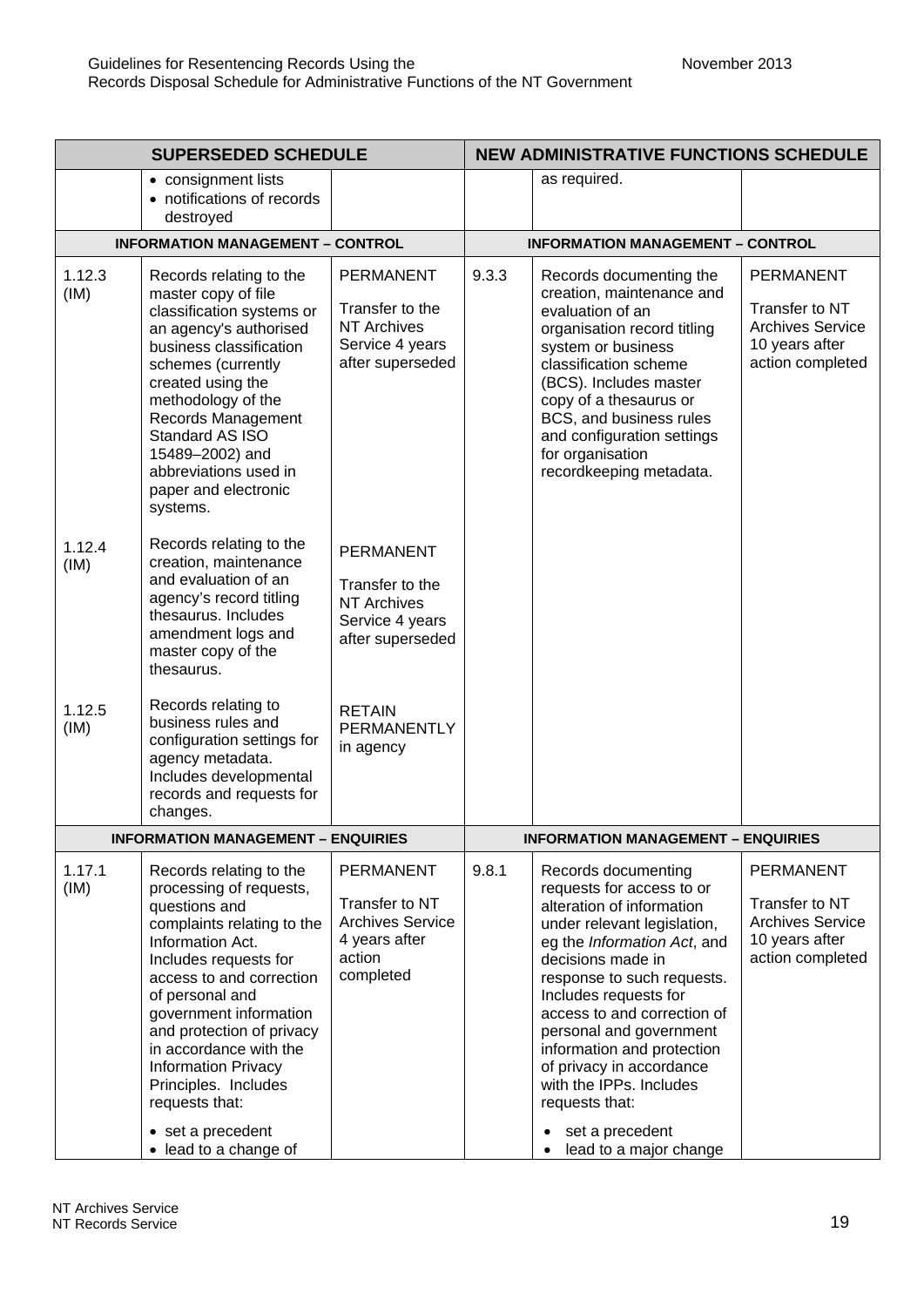| SUPERSEDED SCHEDULE | | | NEW ADMINISTRATIVE FUNCTIONS SCHEDULE | | |
|---|---|---|---|---|---|
| | • consignment lists<br>• notifications of records destroyed | | | as required. | |
| **INFORMATION MANAGEMENT – CONTROL** | | | **INFORMATION MANAGEMENT – CONTROL** | | |
| 1.12.3 (IM) | Records relating to the master copy of file classification systems or an agency's authorised business classification schemes (currently created using the methodology of the Records Management Standard AS ISO 15489–2002) and abbreviations used in paper and electronic systems. | PERMANENT<br>Transfer to the NT Archives Service 4 years after superseded | 9.3.3 | Records documenting the creation, maintenance and evaluation of an organisation record titling system or business classification scheme (BCS). Includes master copy of a thesaurus or BCS, and business rules and configuration settings for organisation recordkeeping metadata. | PERMANENT<br>Transfer to NT Archives Service 10 years after action completed |
| 1.12.4 (IM) | Records relating to the creation, maintenance and evaluation of an agency's record titling thesaurus. Includes amendment logs and master copy of the thesaurus. | PERMANENT<br>Transfer to the NT Archives Service 4 years after superseded | | | |
| 1.12.5 (IM) | Records relating to business rules and configuration settings for agency metadata. Includes developmental records and requests for changes. | RETAIN PERMANENTLY in agency | | | |
| **INFORMATION MANAGEMENT – ENQUIRIES** | | | **INFORMATION MANAGEMENT – ENQUIRIES** | | |
| 1.17.1 (IM) | Records relating to the processing of requests, questions and complaints relating to the Information Act. Includes requests for access to and correction of personal and government information and protection of privacy in accordance with the Information Privacy Principles. Includes requests that:<br>• set a precedent<br>• lead to a change of | PERMANENT<br>Transfer to NT Archives Service 4 years after action completed | 9.8.1 | Records documenting requests for access to or alteration of information under relevant legislation, eg the *Information Act*, and decisions made in response to such requests. Includes requests for access to and correction of personal and government information and protection of privacy in accordance with the IPPs. Includes requests that:<br>• set a precedent<br>• lead to a major change | PERMANENT<br>Transfer to NT Archives Service 10 years after action completed |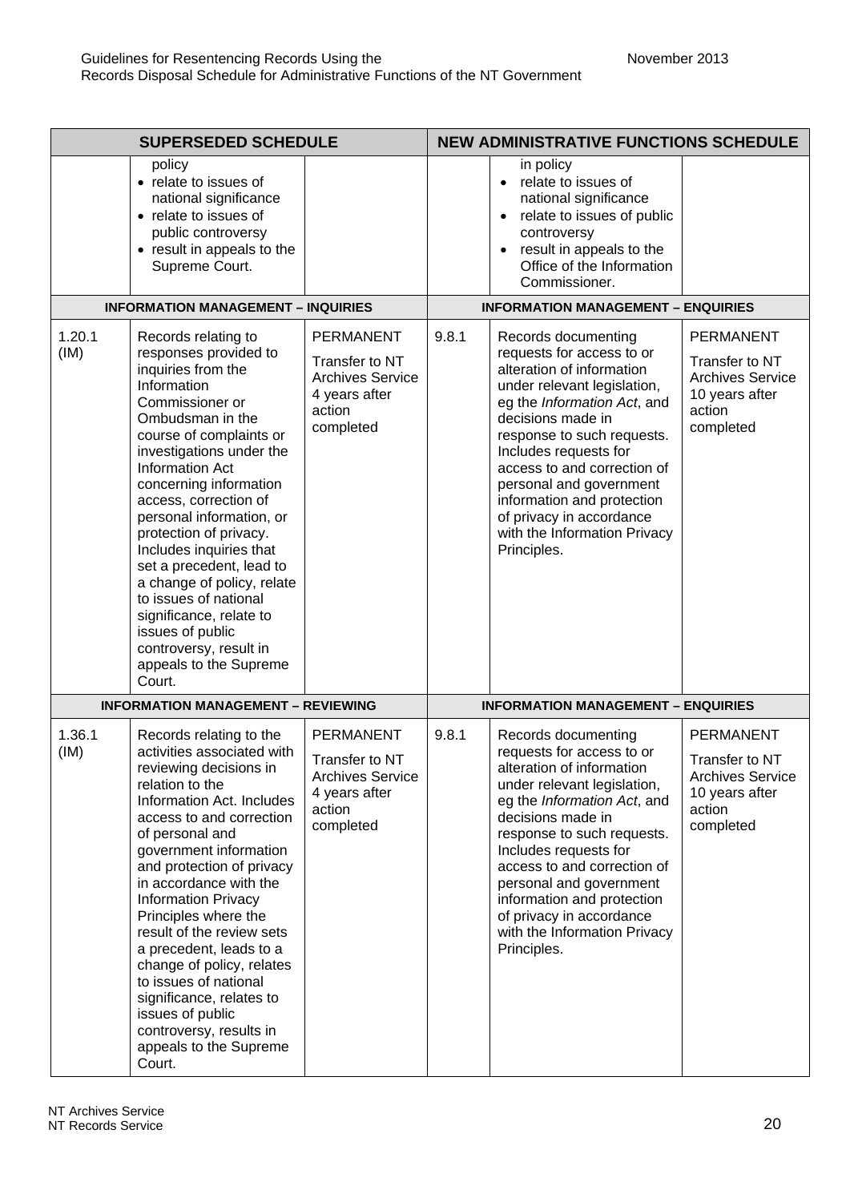| SUPERSEDED SCHEDULE | | | NEW ADMINISTRATIVE FUNCTIONS SCHEDULE | | |
|---|---|---|---|---|---|
| | policy<br>• relate to issues of national significance<br>• relate to issues of public controversy<br>• result in appeals to the Supreme Court. | | | in policy<br>• relate to issues of national significance<br>• relate to issues of public controversy<br>• result in appeals to the Office of the Information Commissioner. | |
| **INFORMATION MANAGEMENT – INQUIRIES** | | | **INFORMATION MANAGEMENT – ENQUIRIES** | | |
| 1.20.1 (IM) | Records relating to responses provided to inquiries from the Information Commissioner or Ombudsman in the course of complaints or investigations under the Information Act concerning information access, correction of personal information, or protection of privacy. Includes inquiries that set a precedent, lead to a change of policy, relate to issues of national significance, relate to issues of public controversy, result in appeals to the Supreme Court. | PERMANENT<br>Transfer to NT Archives Service 4 years after action completed | 9.8.1 | Records documenting requests for access to or alteration of information under relevant legislation, eg the *Information Act*, and decisions made in response to such requests. Includes requests for access to and correction of personal and government information and protection of privacy in accordance with the Information Privacy Principles. | PERMANENT<br>Transfer to NT Archives Service 10 years after action completed |
| **INFORMATION MANAGEMENT – REVIEWING** | | | **INFORMATION MANAGEMENT – ENQUIRIES** | | |
| 1.36.1 (IM) | Records relating to the activities associated with reviewing decisions in relation to the Information Act. Includes access to and correction of personal and government information and protection of privacy in accordance with the Information Privacy Principles where the result of the review sets a precedent, leads to a change of policy, relates to issues of national significance, relates to issues of public controversy, results in appeals to the Supreme Court. | PERMANENT<br>Transfer to NT Archives Service 4 years after action completed | 9.8.1 | Records documenting requests for access to or alteration of information under relevant legislation, eg the *Information Act*, and decisions made in response to such requests. Includes requests for access to and correction of personal and government information and protection of privacy in accordance with the Information Privacy Principles. | PERMANENT<br>Transfer to NT Archives Service 10 years after action completed |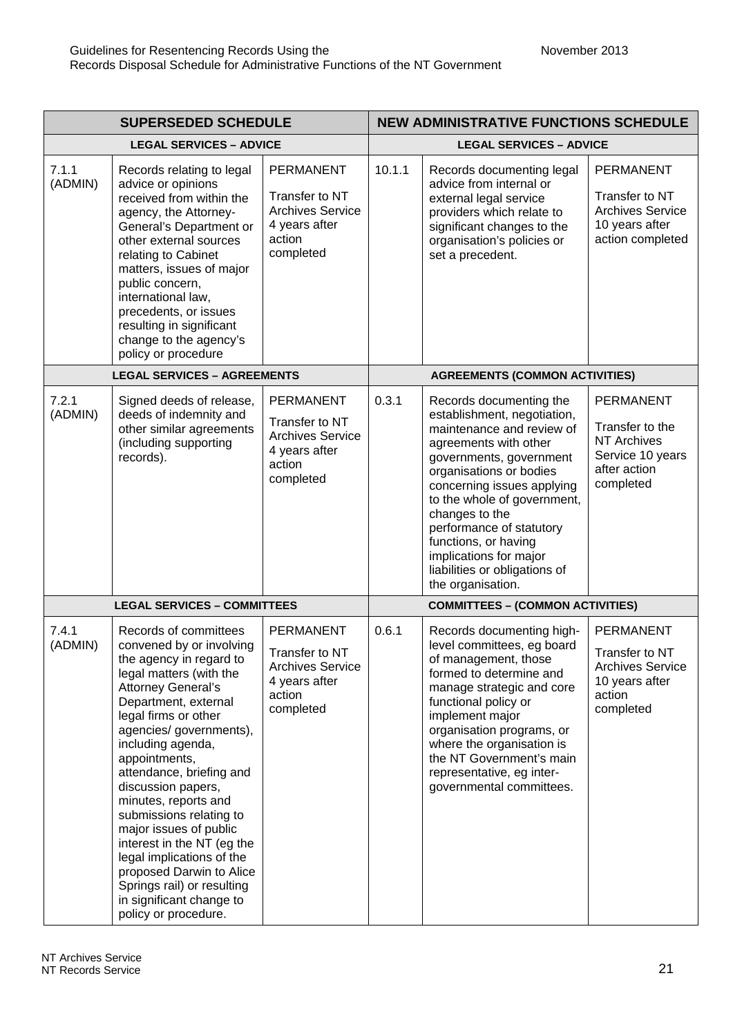| SUPERSEDED SCHEDULE | | | NEW ADMINISTRATIVE FUNCTIONS SCHEDULE | | |
|---|---|---|---|---|---|
| **LEGAL SERVICES – ADVICE** | | | **LEGAL SERVICES – ADVICE** | | |
| 7.1.1 (ADMIN) | Records relating to legal advice or opinions received from within the agency, the Attorney-General's Department or other external sources relating to Cabinet matters, issues of major public concern, international law, precedents, or issues resulting in significant change to the agency's policy or procedure | PERMANENT<br><br>Transfer to NT Archives Service 4 years after action completed | 10.1.1 | Records documenting legal advice from internal or external legal service providers which relate to significant changes to the organisation's policies or set a precedent. | PERMANENT<br><br>Transfer to NT Archives Service 10 years after action completed |
| **LEGAL SERVICES – AGREEMENTS** | | | **AGREEMENTS (COMMON ACTIVITIES)** | | |
| 7.2.1 (ADMIN) | Signed deeds of release, deeds of indemnity and other similar agreements (including supporting records). | PERMANENT<br><br>Transfer to NT Archives Service 4 years after action completed | 0.3.1 | Records documenting the establishment, negotiation, maintenance and review of agreements with other governments, government organisations or bodies concerning issues applying to the whole of government, changes to the performance of statutory functions, or having implications for major liabilities or obligations of the organisation. | PERMANENT<br><br>Transfer to the NT Archives Service 10 years after action completed |
| **LEGAL SERVICES – COMMITTEES** | | | **COMMITTEES – (COMMON ACTIVITIES)** | | |
| 7.4.1 (ADMIN) | Records of committees convened by or involving the agency in regard to legal matters (with the Attorney General's Department, external legal firms or other agencies/ governments), including agenda, appointments, attendance, briefing and discussion papers, minutes, reports and submissions relating to major issues of public interest in the NT (eg the legal implications of the proposed Darwin to Alice Springs rail) or resulting in significant change to policy or procedure. | PERMANENT<br><br>Transfer to NT Archives Service 4 years after action completed | 0.6.1 | Records documenting high-level committees, eg board of management, those formed to determine and manage strategic and core functional policy or implement major organisation programs, or where the organisation is the NT Government's main representative, eg inter-governmental committees. | PERMANENT<br><br>Transfer to NT Archives Service 10 years after action completed |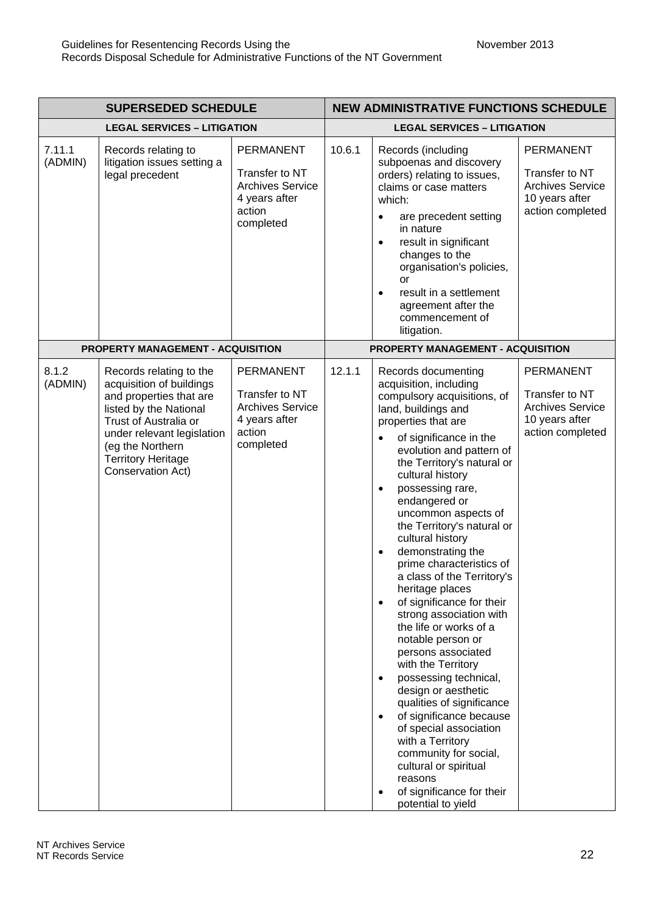| SUPERSEDED SCHEDULE | | | NEW ADMINISTRATIVE FUNCTIONS SCHEDULE | | |
|---|---|---|---|---|---|
| **LEGAL SERVICES – LITIGATION** | | | **LEGAL SERVICES – LITIGATION** | | |
| 7.11.1 (ADMIN) | Records relating to litigation issues setting a legal precedent | PERMANENT<br><br>Transfer to NT Archives Service 4 years after action completed | 10.6.1 | Records (including subpoenas and discovery orders) relating to issues, claims or case matters which:<br>• are precedent setting in nature<br>• result in significant changes to the organisation's policies, or<br>• result in a settlement agreement after the commencement of litigation. | PERMANENT<br><br>Transfer to NT Archives Service 10 years after action completed |
| **PROPERTY MANAGEMENT - ACQUISITION** | | | **PROPERTY MANAGEMENT - ACQUISITION** | | |
| 8.1.2 (ADMIN) | Records relating to the acquisition of buildings and properties that are listed by the National Trust of Australia or under relevant legislation (eg the Northern Territory Heritage Conservation Act) | PERMANENT<br><br>Transfer to NT Archives Service 4 years after action completed | 12.1.1 | Records documenting acquisition, including compulsory acquisitions, of land, buildings and properties that are<br>• of significance in the evolution and pattern of the Territory's natural or cultural history<br>• possessing rare, endangered or uncommon aspects of the Territory's natural or cultural history<br>• demonstrating the prime characteristics of a class of the Territory's heritage places<br>• of significance for their strong association with the life or works of a notable person or persons associated with the Territory<br>• possessing technical, design or aesthetic qualities of significance<br>• of significance because of special association with a Territory community for social, cultural or spiritual reasons<br>• of significance for their potential to yield | PERMANENT<br><br>Transfer to NT Archives Service 10 years after action completed |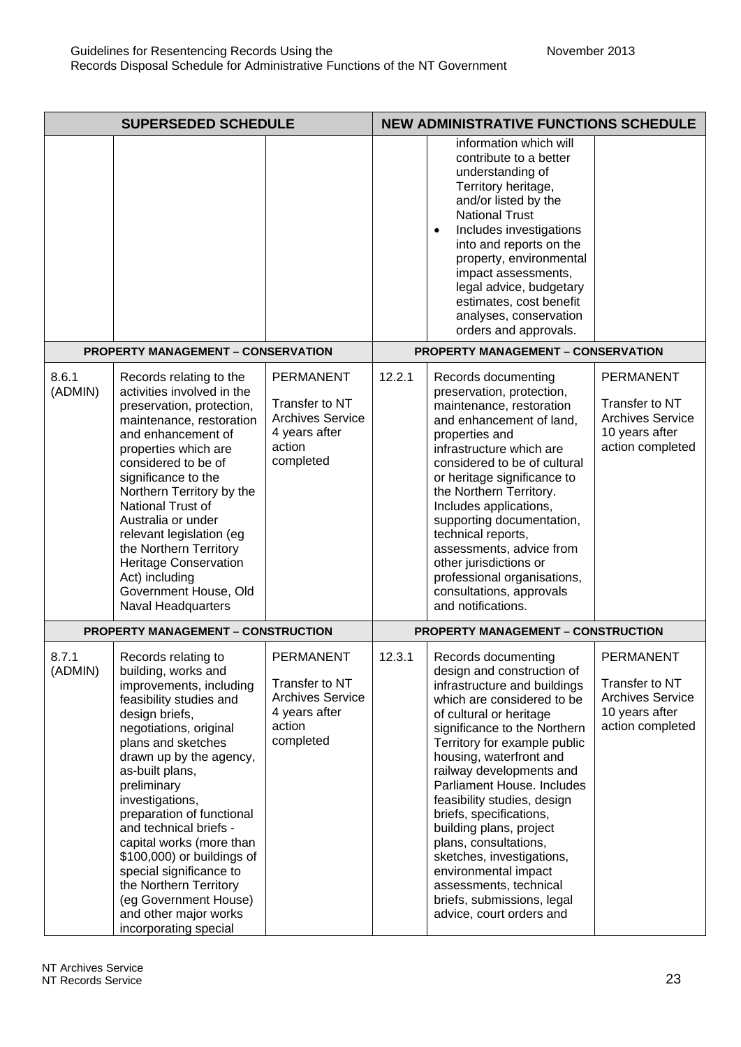| SUPERSEDED SCHEDULE | | | NEW ADMINISTRATIVE FUNCTIONS SCHEDULE | | |
|---|---|---|---|---|---|
| | | | | information which will contribute to a better understanding of Territory heritage, and/or listed by the National Trust<br>• Includes investigations into and reports on the property, environmental impact assessments, legal advice, budgetary estimates, cost benefit analyses, conservation orders and approvals. | |
| **PROPERTY MANAGEMENT – CONSERVATION** | | | **PROPERTY MANAGEMENT – CONSERVATION** | | |
| 8.6.1 (ADMIN) | Records relating to the activities involved in the preservation, protection, maintenance, restoration and enhancement of properties which are considered to be of significance to the Northern Territory by the National Trust of Australia or under relevant legislation (eg the Northern Territory Heritage Conservation Act) including Government House, Old Naval Headquarters | PERMANENT<br>Transfer to NT Archives Service 4 years after action completed | 12.2.1 | Records documenting preservation, protection, maintenance, restoration and enhancement of land, properties and infrastructure which are considered to be of cultural or heritage significance to the Northern Territory. Includes applications, supporting documentation, technical reports, assessments, advice from other jurisdictions or professional organisations, consultations, approvals and notifications. | PERMANENT<br>Transfer to NT Archives Service 10 years after action completed |
| **PROPERTY MANAGEMENT – CONSTRUCTION** | | | **PROPERTY MANAGEMENT – CONSTRUCTION** | | |
| 8.7.1 (ADMIN) | Records relating to building, works and improvements, including feasibility studies and design briefs, negotiations, original plans and sketches drawn up by the agency, as-built plans, preliminary investigations, preparation of functional and technical briefs - capital works (more than $100,000) or buildings of special significance to the Northern Territory (eg Government House) and other major works incorporating special | PERMANENT<br>Transfer to NT Archives Service 4 years after action completed | 12.3.1 | Records documenting design and construction of infrastructure and buildings which are considered to be of cultural or heritage significance to the Northern Territory for example public housing, waterfront and railway developments and Parliament House. Includes feasibility studies, design briefs, specifications, building plans, project plans, consultations, sketches, investigations, environmental impact assessments, technical briefs, submissions, legal advice, court orders and | PERMANENT<br>Transfer to NT Archives Service 10 years after action completed |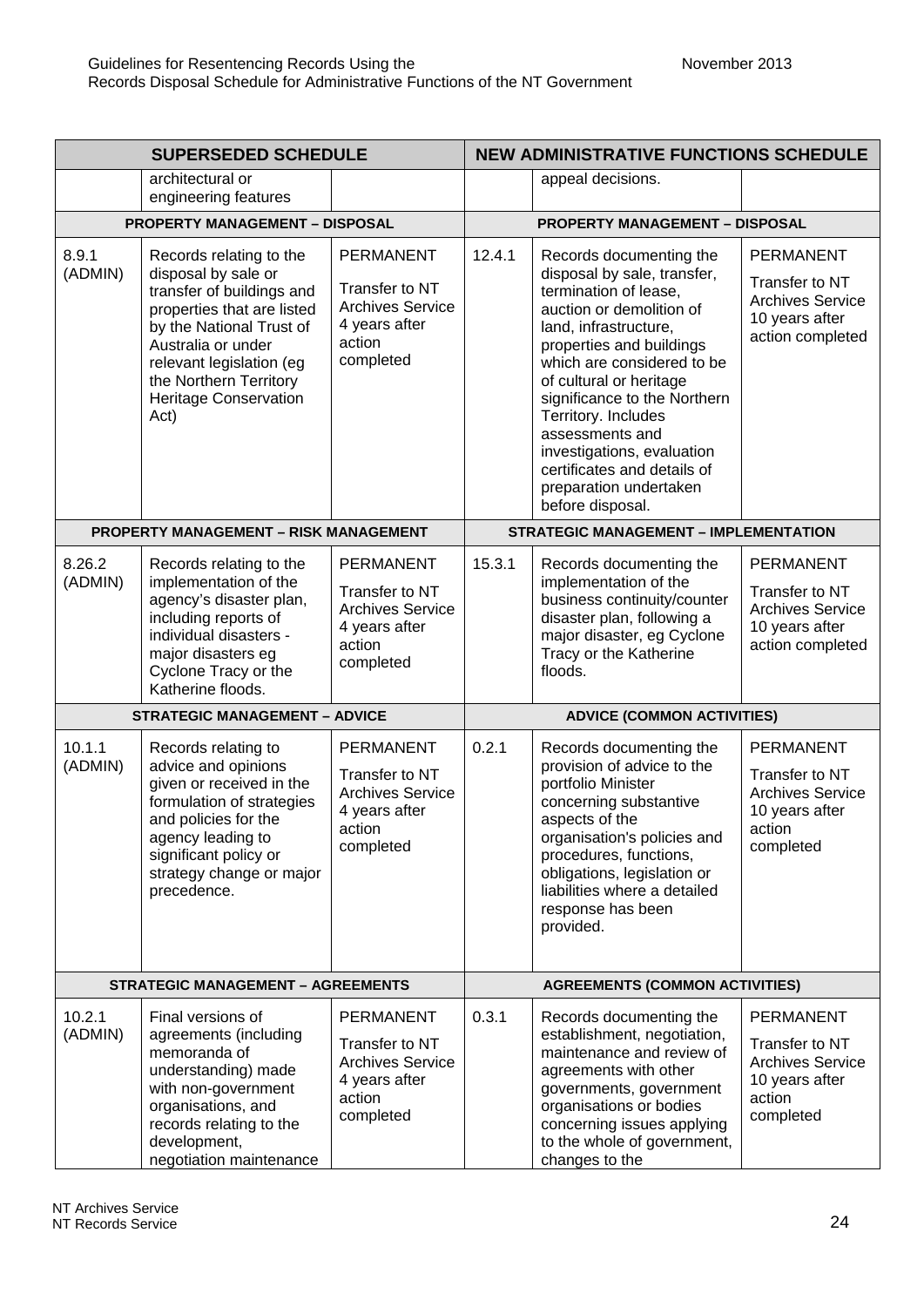| SUPERSEDED SCHEDULE | | | NEW ADMINISTRATIVE FUNCTIONS SCHEDULE | | |
|---|---|---|---|---|---|
| | architectural or engineering features | | | appeal decisions. | |
| **PROPERTY MANAGEMENT – DISPOSAL** | | | **PROPERTY MANAGEMENT – DISPOSAL** | | |
| 8.9.1 (ADMIN) | Records relating to the disposal by sale or transfer of buildings and properties that are listed by the National Trust of Australia or under relevant legislation (eg the Northern Territory Heritage Conservation Act) | PERMANENT Transfer to NT Archives Service 4 years after action completed | 12.4.1 | Records documenting the disposal by sale, transfer, termination of lease, auction or demolition of land, infrastructure, properties and buildings which are considered to be of cultural or heritage significance to the Northern Territory. Includes assessments and investigations, evaluation certificates and details of preparation undertaken before disposal. | PERMANENT Transfer to NT Archives Service 10 years after action completed |
| **PROPERTY MANAGEMENT – RISK MANAGEMENT** | | | **STRATEGIC MANAGEMENT – IMPLEMENTATION** | | |
| 8.26.2 (ADMIN) | Records relating to the implementation of the agency's disaster plan, including reports of individual disasters - major disasters eg Cyclone Tracy or the Katherine floods. | PERMANENT Transfer to NT Archives Service 4 years after action completed | 15.3.1 | Records documenting the implementation of the business continuity/counter disaster plan, following a major disaster, eg Cyclone Tracy or the Katherine floods. | PERMANENT Transfer to NT Archives Service 10 years after action completed |
| **STRATEGIC MANAGEMENT – ADVICE** | | | **ADVICE (COMMON ACTIVITIES)** | | |
| 10.1.1 (ADMIN) | Records relating to advice and opinions given or received in the formulation of strategies and policies for the agency leading to significant policy or strategy change or major precedence. | PERMANENT Transfer to NT Archives Service 4 years after action completed | 0.2.1 | Records documenting the provision of advice to the portfolio Minister concerning substantive aspects of the organisation's policies and procedures, functions, obligations, legislation or liabilities where a detailed response has been provided. | PERMANENT Transfer to NT Archives Service 10 years after action completed |
| **STRATEGIC MANAGEMENT – AGREEMENTS** | | | **AGREEMENTS (COMMON ACTIVITIES)** | | |
| 10.2.1 (ADMIN) | Final versions of agreements (including memoranda of understanding) made with non-government organisations, and records relating to the development, negotiation maintenance | PERMANENT Transfer to NT Archives Service 4 years after action completed | 0.3.1 | Records documenting the establishment, negotiation, maintenance and review of agreements with other governments, government organisations or bodies concerning issues applying to the whole of government, changes to the | PERMANENT Transfer to NT Archives Service 10 years after action completed |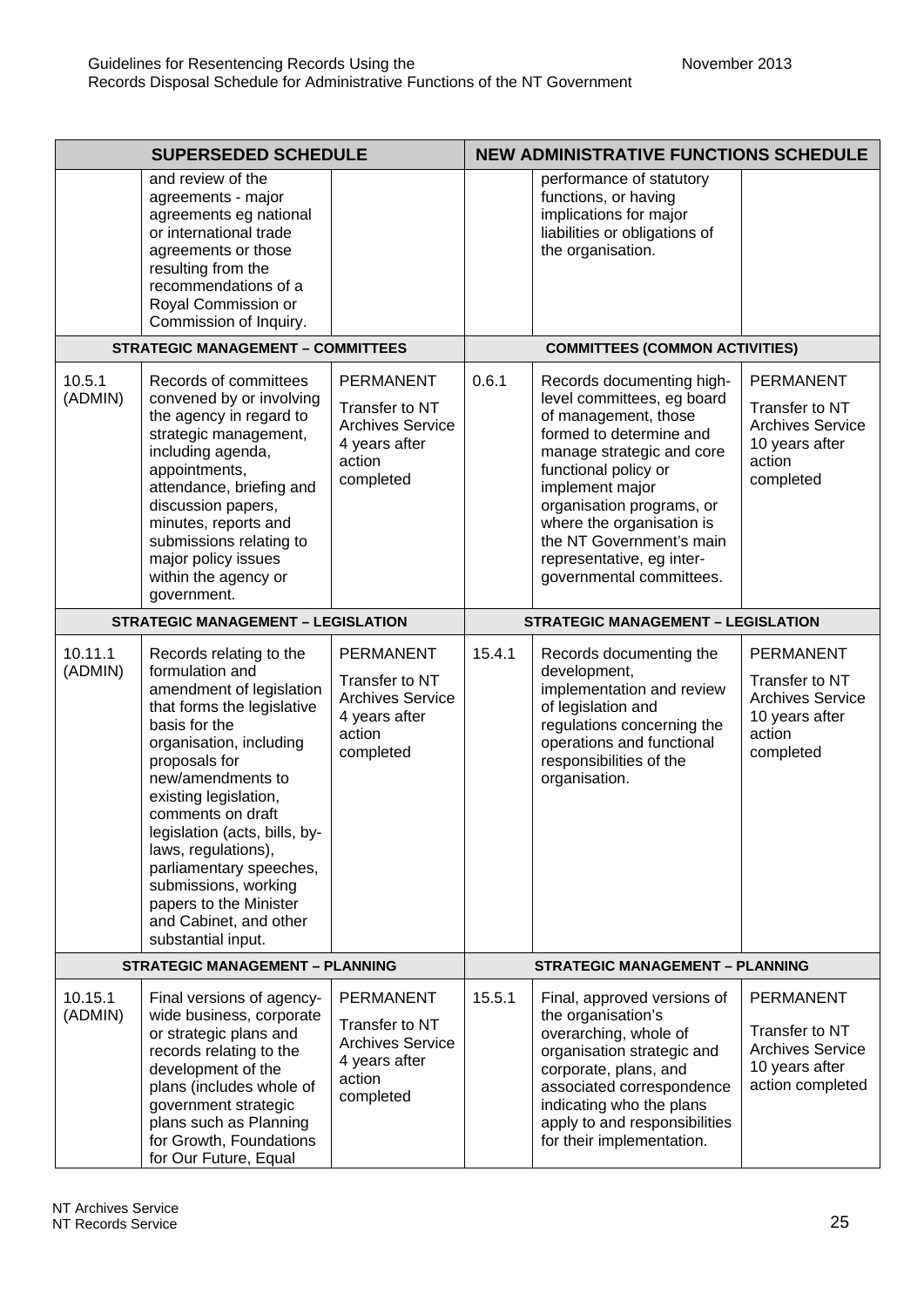| SUPERSEDED SCHEDULE | | | NEW ADMINISTRATIVE FUNCTIONS SCHEDULE | | |
|---|---|---|---|---|---|
| | and review of the agreements - major agreements eg national or international trade agreements or those resulting from the recommendations of a Royal Commission or Commission of Inquiry. | | | performance of statutory functions, or having implications for major liabilities or obligations of the organisation. | |
| **STRATEGIC MANAGEMENT – COMMITTEES** | | | **COMMITTEES (COMMON ACTIVITIES)** | | |
| 10.5.1 (ADMIN) | Records of committees convened by or involving the agency in regard to strategic management, including agenda, appointments, attendance, briefing and discussion papers, minutes, reports and submissions relating to major policy issues within the agency or government. | PERMANENT Transfer to NT Archives Service 4 years after action completed | 0.6.1 | Records documenting high-level committees, eg board of management, those formed to determine and manage strategic and core functional policy or implement major organisation programs, or where the organisation is the NT Government's main representative, eg inter-governmental committees. | PERMANENT Transfer to NT Archives Service 10 years after action completed |
| **STRATEGIC MANAGEMENT – LEGISLATION** | | | **STRATEGIC MANAGEMENT – LEGISLATION** | | |
| 10.11.1 (ADMIN) | Records relating to the formulation and amendment of legislation that forms the legislative basis for the organisation, including proposals for new/amendments to existing legislation, comments on draft legislation (acts, bills, by-laws, regulations), parliamentary speeches, submissions, working papers to the Minister and Cabinet, and other substantial input. | PERMANENT Transfer to NT Archives Service 4 years after action completed | 15.4.1 | Records documenting the development, implementation and review of legislation and regulations concerning the operations and functional responsibilities of the organisation. | PERMANENT Transfer to NT Archives Service 10 years after action completed |
| **STRATEGIC MANAGEMENT – PLANNING** | | | **STRATEGIC MANAGEMENT – PLANNING** | | |
| 10.15.1 (ADMIN) | Final versions of agency-wide business, corporate or strategic plans and records relating to the development of the plans (includes whole of government strategic plans such as Planning for Growth, Foundations for Our Future, Equal | PERMANENT Transfer to NT Archives Service 4 years after action completed | 15.5.1 | Final, approved versions of the organisation's overarching, whole of organisation strategic and corporate, plans, and associated correspondence indicating who the plans apply to and responsibilities for their implementation. | PERMANENT Transfer to NT Archives Service 10 years after action completed |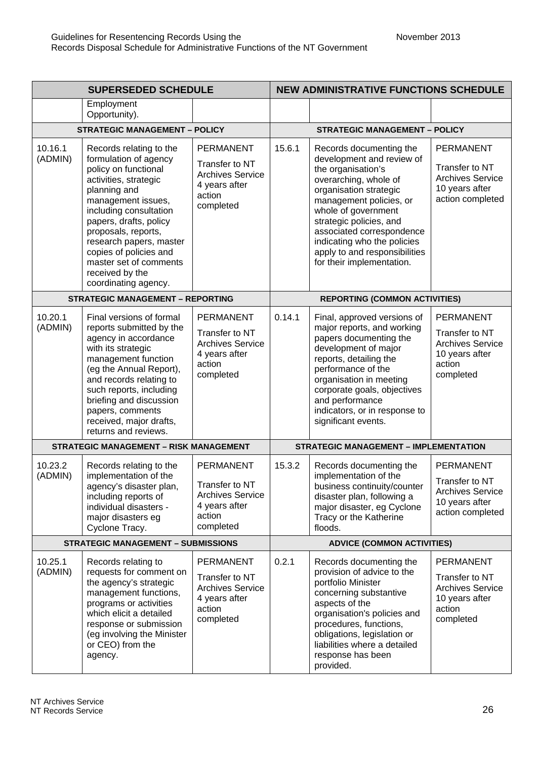| SUPERSEDED SCHEDULE | | | NEW ADMINISTRATIVE FUNCTIONS SCHEDULE | | |
|---|---|---|---|---|---|
| | Employment Opportunity). | | | | |
| **STRATEGIC MANAGEMENT – POLICY** | | | **STRATEGIC MANAGEMENT – POLICY** | | |
| 10.16.1 (ADMIN) | Records relating to the formulation of agency policy on functional activities, strategic planning and management issues, including consultation papers, drafts, policy proposals, reports, research papers, master copies of policies and master set of comments received by the coordinating agency. | PERMANENT Transfer to NT Archives Service 4 years after action completed | 15.6.1 | Records documenting the development and review of the organisation's overarching, whole of organisation strategic management policies, or whole of government strategic policies, and associated correspondence indicating who the policies apply to and responsibilities for their implementation. | PERMANENT Transfer to NT Archives Service 10 years after action completed |
| **STRATEGIC MANAGEMENT – REPORTING** | | | **REPORTING (COMMON ACTIVITIES)** | | |
| 10.20.1 (ADMIN) | Final versions of formal reports submitted by the agency in accordance with its strategic management function (eg the Annual Report), and records relating to such reports, including briefing and discussion papers, comments received, major drafts, returns and reviews. | PERMANENT Transfer to NT Archives Service 4 years after action completed | 0.14.1 | Final, approved versions of major reports, and working papers documenting the development of major reports, detailing the performance of the organisation in meeting corporate goals, objectives and performance indicators, or in response to significant events. | PERMANENT Transfer to NT Archives Service 10 years after action completed |
| **STRATEGIC MANAGEMENT – RISK MANAGEMENT** | | | **STRATEGIC MANAGEMENT – IMPLEMENTATION** | | |
| 10.23.2 (ADMIN) | Records relating to the implementation of the agency's disaster plan, including reports of individual disasters - major disasters eg Cyclone Tracy. | PERMANENT Transfer to NT Archives Service 4 years after action completed | 15.3.2 | Records documenting the implementation of the business continuity/counter disaster plan, following a major disaster, eg Cyclone Tracy or the Katherine floods. | PERMANENT Transfer to NT Archives Service 10 years after action completed |
| **STRATEGIC MANAGEMENT – SUBMISSIONS** | | | **ADVICE (COMMON ACTIVITIES)** | | |
| 10.25.1 (ADMIN) | Records relating to requests for comment on the agency's strategic management functions, programs or activities which elicit a detailed response or submission (eg involving the Minister or CEO) from the agency. | PERMANENT Transfer to NT Archives Service 4 years after action completed | 0.2.1 | Records documenting the provision of advice to the portfolio Minister concerning substantive aspects of the organisation's policies and procedures, functions, obligations, legislation or liabilities where a detailed response has been provided. | PERMANENT Transfer to NT Archives Service 10 years after action completed |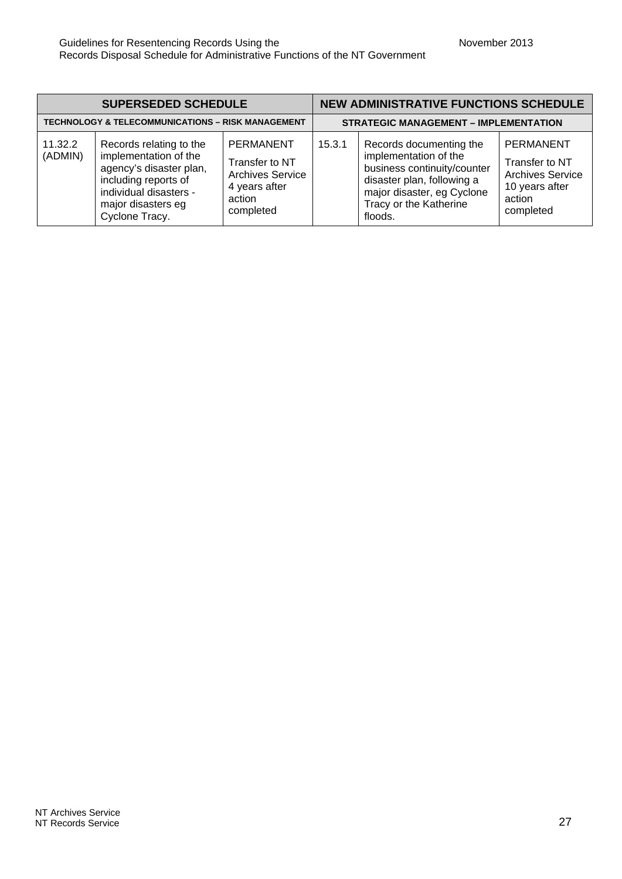| SUPERSEDED SCHEDULE | | | NEW ADMINISTRATIVE FUNCTIONS SCHEDULE | | |
|---|---|---|---|---|---|
| **TECHNOLOGY & TELECOMMUNICATIONS – RISK MANAGEMENT** | | | **STRATEGIC MANAGEMENT – IMPLEMENTATION** | | |
| 11.32.2 (ADMIN) | Records relating to the implementation of the agency's disaster plan, including reports of individual disasters - major disasters eg Cyclone Tracy. | PERMANENT<br>Transfer to NT Archives Service 4 years after action completed | 15.3.1 | Records documenting the implementation of the business continuity/counter disaster plan, following a major disaster, eg Cyclone Tracy or the Katherine floods. | PERMANENT<br>Transfer to NT Archives Service 10 years after action completed |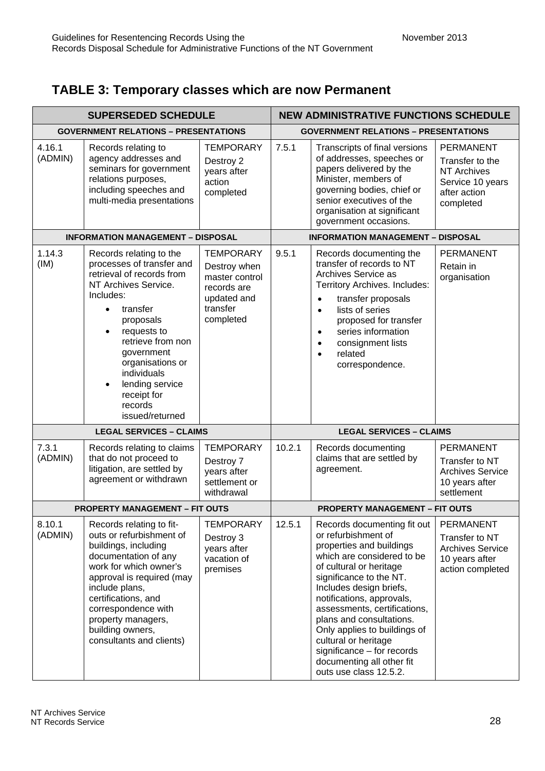## TABLE 3: Temporary classes which are now Permanent

| SUPERSEDED SCHEDULE | | | NEW ADMINISTRATIVE FUNCTIONS SCHEDULE | | |
|---|---|---|---|---|---|
| **GOVERNMENT RELATIONS – PRESENTATIONS** | | | **GOVERNMENT RELATIONS – PRESENTATIONS** | | |
| 4.16.1 (ADMIN) | Records relating to agency addresses and seminars for government relations purposes, including speeches and multi-media presentations | TEMPORARY Destroy 2 years after action completed | 7.5.1 | Transcripts of final versions of addresses, speeches or papers delivered by the Minister, members of governing bodies, chief or senior executives of the organisation at significant government occasions. | PERMANENT Transfer to the NT Archives Service 10 years after action completed |
| **INFORMATION MANAGEMENT – DISPOSAL** | | | **INFORMATION MANAGEMENT – DISPOSAL** | | |
| 1.14.3 (IM) | Records relating to the processes of transfer and retrieval of records from NT Archives Service. Includes: <br>• transfer proposals <br>• requests to retrieve from non government organisations or individuals <br>• lending service receipt for records issued/returned | TEMPORARY Destroy when master control records are updated and transfer completed | 9.5.1 | Records documenting the transfer of records to NT Archives Service as Territory Archives. Includes: <br>• transfer proposals <br>• lists of series proposed for transfer <br>• series information <br>• consignment lists <br>• related correspondence. | PERMANENT Retain in organisation |
| **LEGAL SERVICES – CLAIMS** | | | **LEGAL SERVICES – CLAIMS** | | |
| 7.3.1 (ADMIN) | Records relating to claims that do not proceed to litigation, are settled by agreement or withdrawn | TEMPORARY Destroy 7 years after settlement or withdrawal | 10.2.1 | Records documenting claims that are settled by agreement. | PERMANENT Transfer to NT Archives Service 10 years after settlement |
| **PROPERTY MANAGEMENT – FIT OUTS** | | | **PROPERTY MANAGEMENT – FIT OUTS** | | |
| 8.10.1 (ADMIN) | Records relating to fit-outs or refurbishment of buildings, including documentation of any work for which owner's approval is required (may include plans, certifications, and correspondence with property managers, building owners, consultants and clients) | TEMPORARY Destroy 3 years after vacation of premises | 12.5.1 | Records documenting fit out or refurbishment of properties and buildings which are considered to be of cultural or heritage significance to the NT. Includes design briefs, notifications, approvals, assessments, certifications, plans and consultations. Only applies to buildings of cultural or heritage significance – for records documenting all other fit outs use class 12.5.2. | PERMANENT Transfer to NT Archives Service 10 years after action completed |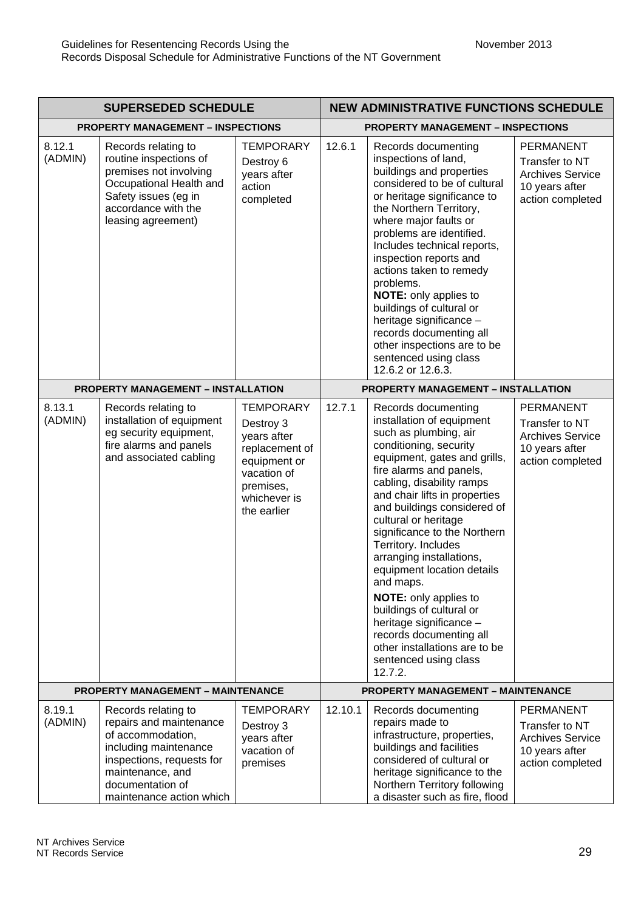| SUPERSEDED SCHEDULE | | | NEW ADMINISTRATIVE FUNCTIONS SCHEDULE | | |
|---|---|---|---|---|---|
| **PROPERTY MANAGEMENT – INSPECTIONS** | | | **PROPERTY MANAGEMENT – INSPECTIONS** | | |
| 8.12.1 (ADMIN) | Records relating to routine inspections of premises not involving Occupational Health and Safety issues (eg in accordance with the leasing agreement) | TEMPORARY Destroy 6 years after action completed | 12.6.1 | Records documenting inspections of land, buildings and properties considered to be of cultural or heritage significance to the Northern Territory, where major faults or problems are identified. Includes technical reports, inspection reports and actions taken to remedy problems. **NOTE:** only applies to buildings of cultural or heritage significance – records documenting all other inspections are to be sentenced using class 12.6.2 or 12.6.3. | PERMANENT Transfer to NT Archives Service 10 years after action completed |
| **PROPERTY MANAGEMENT – INSTALLATION** | | | **PROPERTY MANAGEMENT – INSTALLATION** | | |
| 8.13.1 (ADMIN) | Records relating to installation of equipment eg security equipment, fire alarms and panels and associated cabling | TEMPORARY Destroy 3 years after replacement of equipment or vacation of premises, whichever is the earlier | 12.7.1 | Records documenting installation of equipment such as plumbing, air conditioning, security equipment, gates and grills, fire alarms and panels, cabling, disability ramps and chair lifts in properties and buildings considered of cultural or heritage significance to the Northern Territory. Includes arranging installations, equipment location details and maps. **NOTE:** only applies to buildings of cultural or heritage significance – records documenting all other installations are to be sentenced using class 12.7.2. | PERMANENT Transfer to NT Archives Service 10 years after action completed |
| **PROPERTY MANAGEMENT – MAINTENANCE** | | | **PROPERTY MANAGEMENT – MAINTENANCE** | | |
| 8.19.1 (ADMIN) | Records relating to repairs and maintenance of accommodation, including maintenance inspections, requests for maintenance, and documentation of maintenance action which | TEMPORARY Destroy 3 years after vacation of premises | 12.10.1 | Records documenting repairs made to infrastructure, properties, buildings and facilities considered of cultural or heritage significance to the Northern Territory following a disaster such as fire, flood | PERMANENT Transfer to NT Archives Service 10 years after action completed |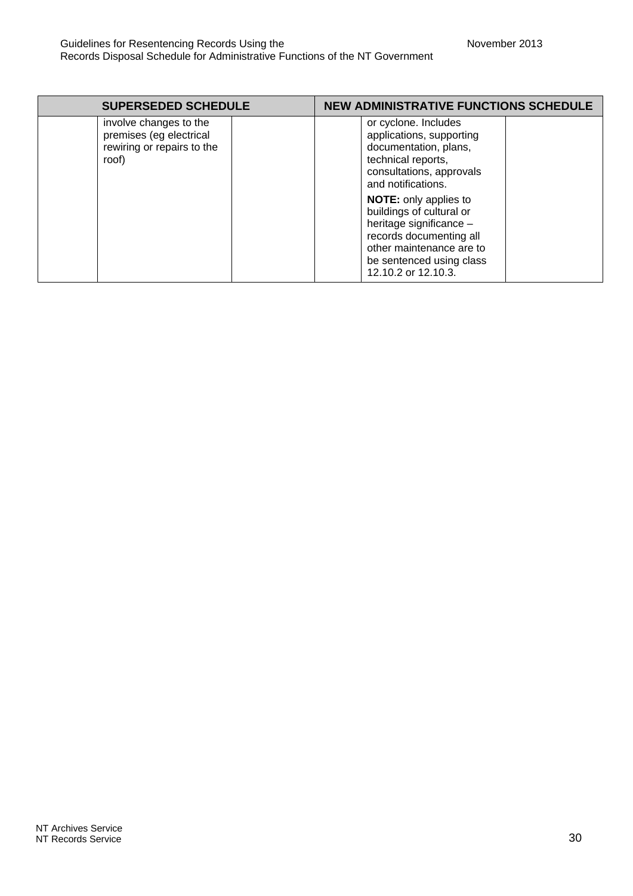| SUPERSEDED SCHEDULE | | | NEW ADMINISTRATIVE FUNCTIONS SCHEDULE | | |
|---|---|---|---|---|---|
| | involve changes to the premises (eg electrical rewiring or repairs to the roof) | | | or cyclone. Includes applications, supporting documentation, plans, technical reports, consultations, approvals and notifications. **NOTE:** only applies to buildings of cultural or heritage significance – records documenting all other maintenance are to be sentenced using class 12.10.2 or 12.10.3. | |